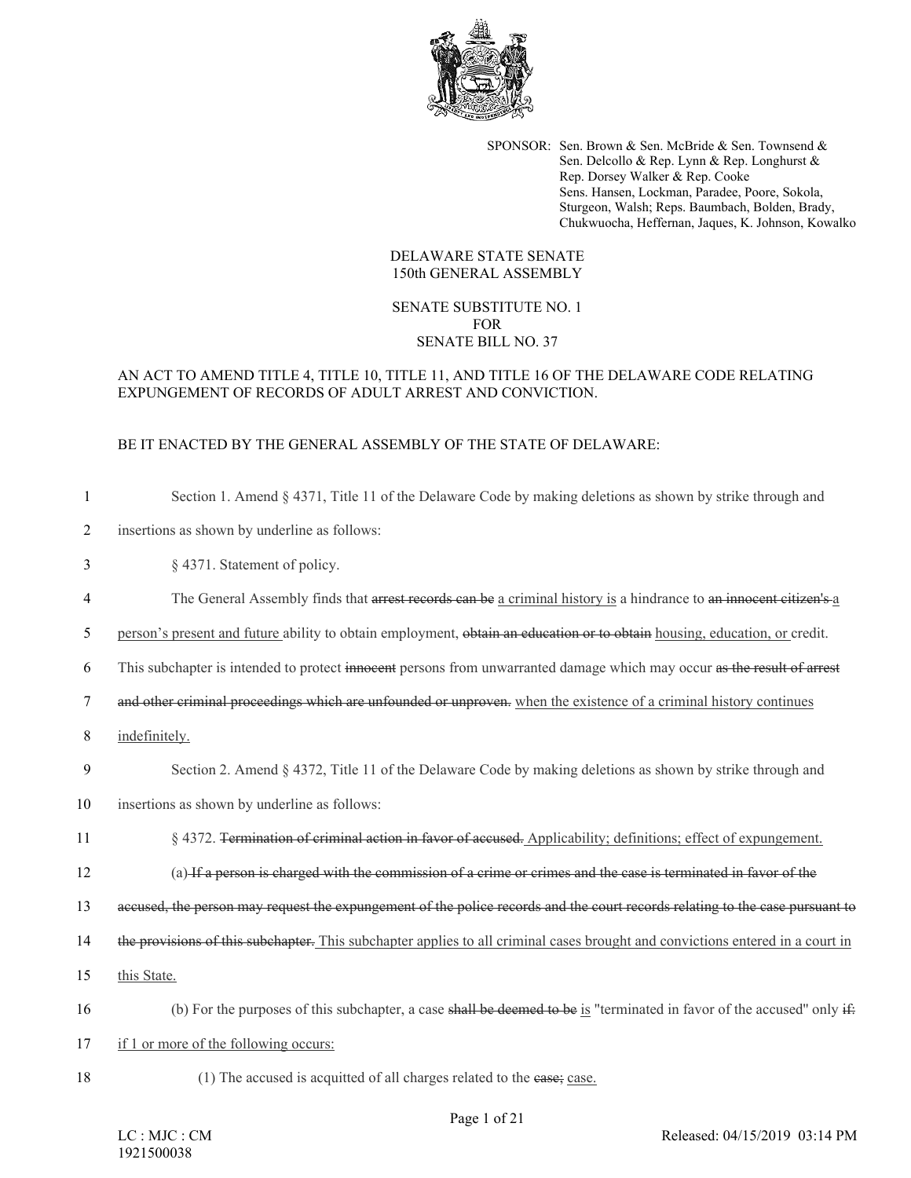SPONSOR: Sen. Brown & Sen. McBride & Sen. Townsend & Sen. Delcollo & Rep. Lynn & Rep. Longhurst & Rep. Dorsey Walker & Rep. Cooke
Sens. Hansen, Lockman, Paradee, Poore, Sokola, Sturgeon, Walsh; Reps. Baumbach, Bolden, Brady, Chukwuocha, Heffernan, Jaques, K. Johnson, Kowalko

DELAWARE STATE SENATE
150th GENERAL ASSEMBLY

SENATE SUBSTITUTE NO. 1
FOR
SENATE BILL NO. 37

AN ACT TO AMEND TITLE 4, TITLE 10, TITLE 11, AND TITLE 16 OF THE DELAWARE CODE RELATING EXPUNGEMENT OF RECORDS OF ADULT ARREST AND CONVICTION.

BE IT ENACTED BY THE GENERAL ASSEMBLY OF THE STATE OF DELAWARE:

1 Section 1. Amend § 4371, Title 11 of the Delaware Code by making deletions as shown by strike through and
2 insertions as shown by underline as follows:

3 § 4371. Statement of policy.

4 The General Assembly finds that ~~arrest records can be~~ <u>a criminal history is</u> a hindrance to ~~an innocent citizen's~~ <u>a</u>
5 <u>person's present and future</u> ability to obtain employment, ~~obtain an education or to obtain~~ <u>housing, education, or</u> credit.
6 This subchapter is intended to protect ~~innocent~~ persons from unwarranted damage which may occur ~~as the result of arrest~~
7 ~~and other criminal proceedings which are unfounded or unproven.~~ <u>when the existence of a criminal history continues</u>
8 <u>indefinitely.</u>

9 Section 2. Amend § 4372, Title 11 of the Delaware Code by making deletions as shown by strike through and
10 insertions as shown by underline as follows:

11 § 4372. ~~Termination of criminal action in favor of accused.~~ <u>Applicability; definitions; effect of expungement.</u>

12 (a) ~~If a person is charged with the commission of a crime or crimes and the case is terminated in favor of the~~
13 ~~accused, the person may request the expungement of the police records and the court records relating to the case pursuant to~~
14 ~~the provisions of this subchapter.~~ <u>This subchapter applies to all criminal cases brought and convictions entered in a court in</u>
15 <u>this State.</u>

16 (b) For the purposes of this subchapter, a case ~~shall be deemed to be~~ <u>is</u> "terminated in favor of the accused" only ~~if:~~
17 <u>if 1 or more of the following occurs:</u>

18 (1) The accused is acquitted of all charges related to the ~~case;~~ <u>case.</u>

LC : MJC : CM
1921500038

Released: 04/15/2019 03:14 PM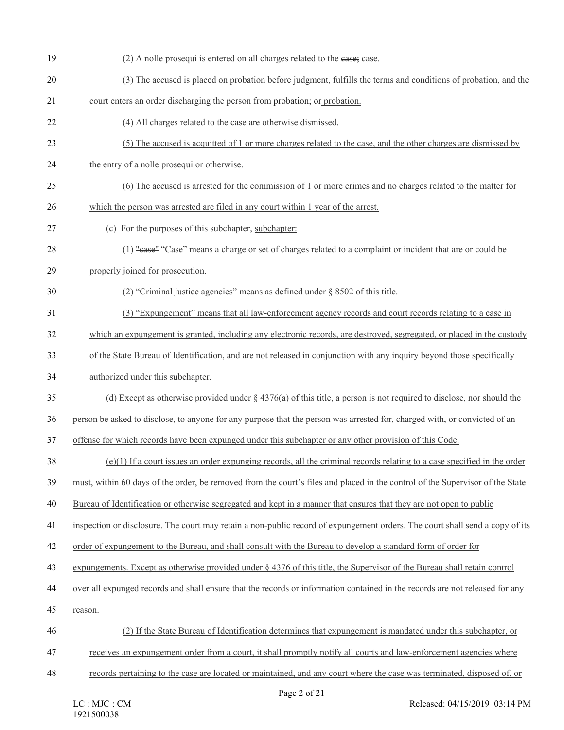19 (2) A nolle prosequi is entered on all charges related to the ~~case;~~ case.

20 (3) The accused is placed on probation before judgment, fulfills the terms and conditions of probation, and the

21 court enters an order discharging the person from ~~probation; or~~ probation.

22 (4) All charges related to the case are otherwise dismissed.

23 (5) The accused is acquitted of 1 or more charges related to the case, and the other charges are dismissed by

24 the entry of a nolle prosequi or otherwise.

25 (6) The accused is arrested for the commission of 1 or more crimes and no charges related to the matter for

26 which the person was arrested are filed in any court within 1 year of the arrest.

27 (c) For the purposes of this ~~subchapter,~~ subchapter:

28 (1) ~~"case"~~ "Case" means a charge or set of charges related to a complaint or incident that are or could be

29 properly joined for prosecution.

30 (2) "Criminal justice agencies" means as defined under § 8502 of this title.

31 (3) "Expungement" means that all law-enforcement agency records and court records relating to a case in

32 which an expungement is granted, including any electronic records, are destroyed, segregated, or placed in the custody

33 of the State Bureau of Identification, and are not released in conjunction with any inquiry beyond those specifically

34 authorized under this subchapter.

35 (d) Except as otherwise provided under § 4376(a) of this title, a person is not required to disclose, nor should the

36 person be asked to disclose, to anyone for any purpose that the person was arrested for, charged with, or convicted of an

37 offense for which records have been expunged under this subchapter or any other provision of this Code.

38 (e)(1) If a court issues an order expunging records, all the criminal records relating to a case specified in the order

39 must, within 60 days of the order, be removed from the court's files and placed in the control of the Supervisor of the State

40 Bureau of Identification or otherwise segregated and kept in a manner that ensures that they are not open to public

41 inspection or disclosure. The court may retain a non-public record of expungement orders. The court shall send a copy of its

42 order of expungement to the Bureau, and shall consult with the Bureau to develop a standard form of order for

43 expungements. Except as otherwise provided under § 4376 of this title, the Supervisor of the Bureau shall retain control

44 over all expunged records and shall ensure that the records or information contained in the records are not released for any

45 reason.

46 (2) If the State Bureau of Identification determines that expungement is mandated under this subchapter, or

47 receives an expungement order from a court, it shall promptly notify all courts and law-enforcement agencies where

48 records pertaining to the case are located or maintained, and any court where the case was terminated, disposed of, or

LC : MJC : CM
1921500038

Released: 04/15/2019 03:14 PM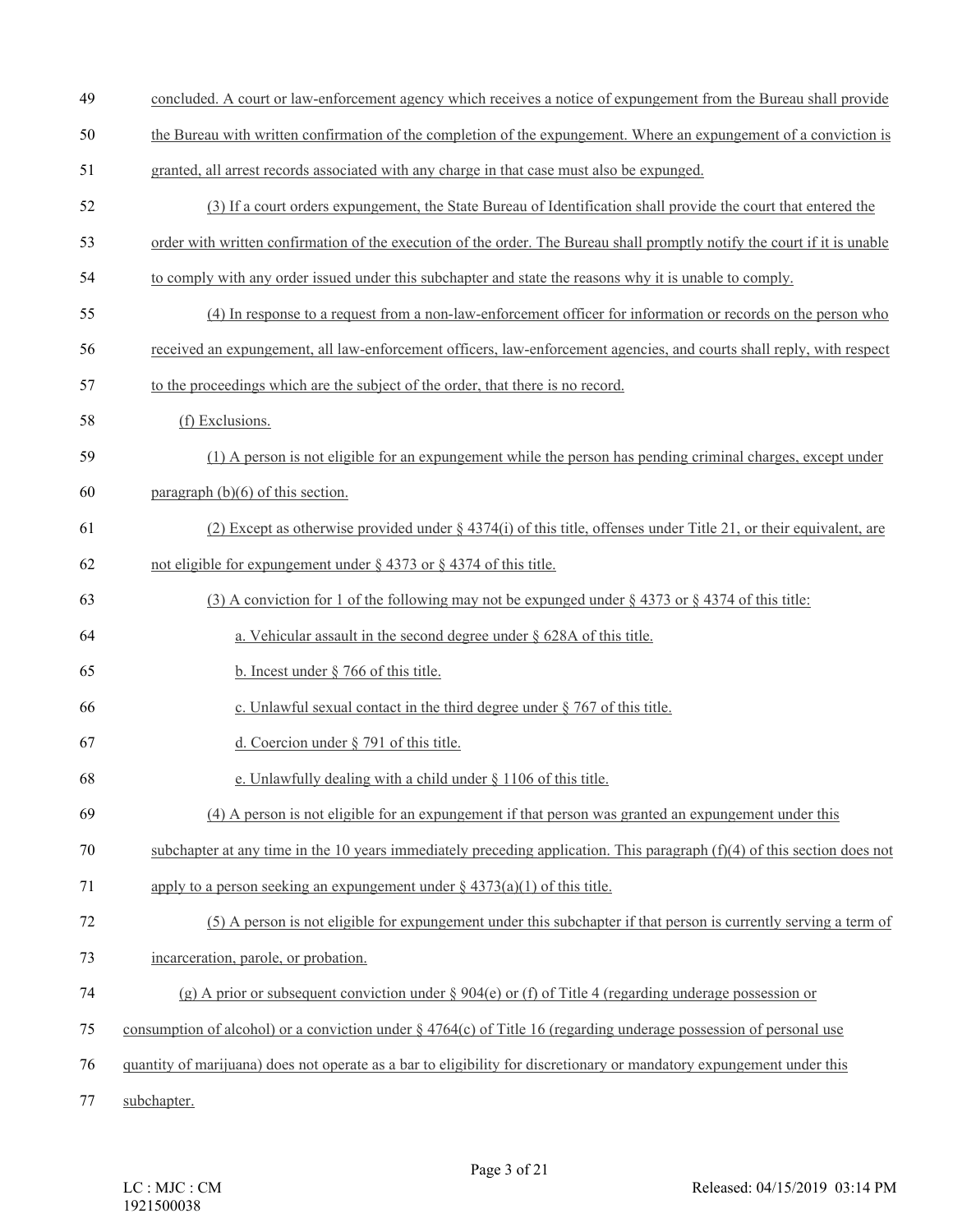concluded. A court or law-enforcement agency which receives a notice of expungement from the Bureau shall provide the Bureau with written confirmation of the completion of the expungement. Where an expungement of a conviction is granted, all arrest records associated with any charge in that case must also be expunged.

(3) If a court orders expungement, the State Bureau of Identification shall provide the court that entered the order with written confirmation of the execution of the order. The Bureau shall promptly notify the court if it is unable to comply with any order issued under this subchapter and state the reasons why it is unable to comply.

(4) In response to a request from a non-law-enforcement officer for information or records on the person who received an expungement, all law-enforcement officers, law-enforcement agencies, and courts shall reply, with respect to the proceedings which are the subject of the order, that there is no record.

(f) Exclusions.

(1) A person is not eligible for an expungement while the person has pending criminal charges, except under paragraph (b)(6) of this section.

(2) Except as otherwise provided under § 4374(i) of this title, offenses under Title 21, or their equivalent, are not eligible for expungement under § 4373 or § 4374 of this title.

(3) A conviction for 1 of the following may not be expunged under § 4373 or § 4374 of this title:

a. Vehicular assault in the second degree under § 628A of this title.

b. Incest under § 766 of this title.

c. Unlawful sexual contact in the third degree under § 767 of this title.

d. Coercion under § 791 of this title.

e. Unlawfully dealing with a child under § 1106 of this title.

(4) A person is not eligible for an expungement if that person was granted an expungement under this subchapter at any time in the 10 years immediately preceding application. This paragraph (f)(4) of this section does not apply to a person seeking an expungement under § 4373(a)(1) of this title.

(5) A person is not eligible for expungement under this subchapter if that person is currently serving a term of incarceration, parole, or probation.

(g) A prior or subsequent conviction under § 904(e) or (f) of Title 4 (regarding underage possession or consumption of alcohol) or a conviction under § 4764(c) of Title 16 (regarding underage possession of personal use quantity of marijuana) does not operate as a bar to eligibility for discretionary or mandatory expungement under this subchapter.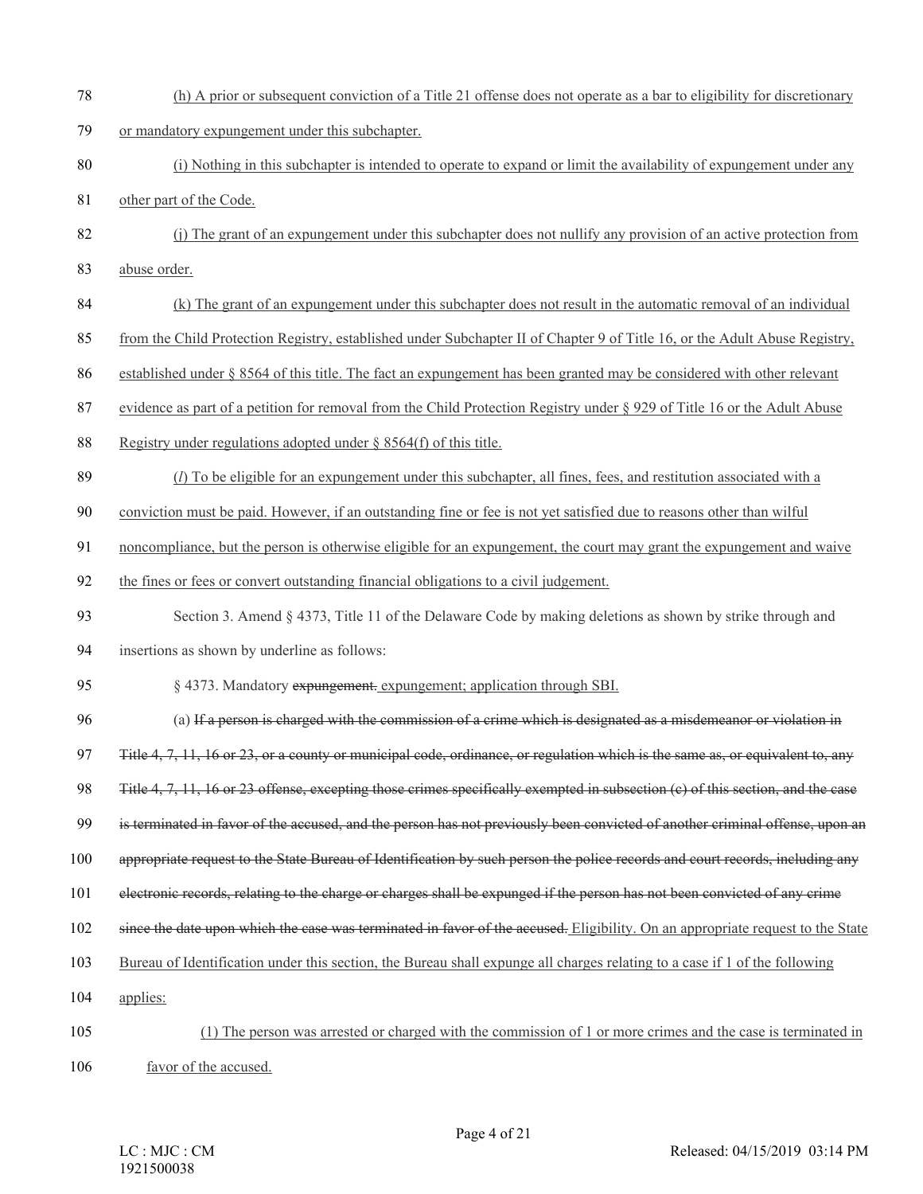(h) A prior or subsequent conviction of a Title 21 offense does not operate as a bar to eligibility for discretionary or mandatory expungement under this subchapter.

(i) Nothing in this subchapter is intended to operate to expand or limit the availability of expungement under any other part of the Code.

(j) The grant of an expungement under this subchapter does not nullify any provision of an active protection from abuse order.

(k) The grant of an expungement under this subchapter does not result in the automatic removal of an individual from the Child Protection Registry, established under Subchapter II of Chapter 9 of Title 16, or the Adult Abuse Registry, established under § 8564 of this title. The fact an expungement has been granted may be considered with other relevant evidence as part of a petition for removal from the Child Protection Registry under § 929 of Title 16 or the Adult Abuse Registry under regulations adopted under § 8564(f) of this title.

(*l*) To be eligible for an expungement under this subchapter, all fines, fees, and restitution associated with a conviction must be paid. However, if an outstanding fine or fee is not yet satisfied due to reasons other than wilful noncompliance, but the person is otherwise eligible for an expungement, the court may grant the expungement and waive the fines or fees or convert outstanding financial obligations to a civil judgement.

Section 3. Amend § 4373, Title 11 of the Delaware Code by making deletions as shown by strike through and insertions as shown by underline as follows:

§ 4373. Mandatory ~~expungement.~~ expungement; application through SBI.

(a) ~~If a person is charged with the commission of a crime which is designated as a misdemeanor or violation in Title 4, 7, 11, 16 or 23, or a county or municipal code, ordinance, or regulation which is the same as, or equivalent to, any Title 4, 7, 11, 16 or 23 offense, excepting those crimes specifically exempted in subsection (c) of this section, and the case is terminated in favor of the accused, and the person has not previously been convicted of another criminal offense, upon an appropriate request to the State Bureau of Identification by such person the police records and court records, including any electronic records, relating to the charge or charges shall be expunged if the person has not been convicted of any crime since the date upon which the case was terminated in favor of the accused.~~ Eligibility. On an appropriate request to the State Bureau of Identification under this section, the Bureau shall expunge all charges relating to a case if 1 of the following applies:

(1) The person was arrested or charged with the commission of 1 or more crimes and the case is terminated in favor of the accused.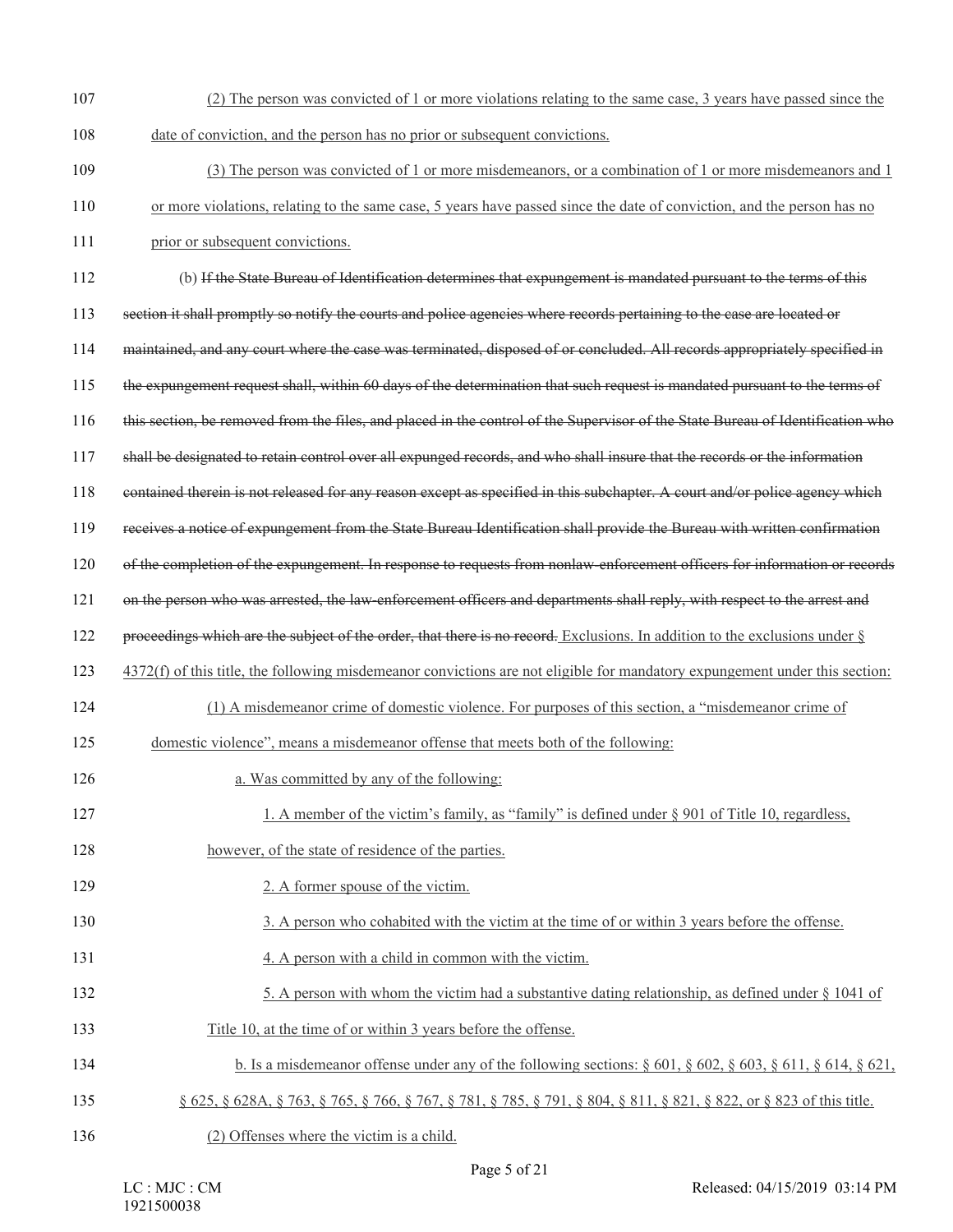(2) The person was convicted of 1 or more violations relating to the same case, 3 years have passed since the date of conviction, and the person has no prior or subsequent convictions.

(3) The person was convicted of 1 or more misdemeanors, or a combination of 1 or more misdemeanors and 1 or more violations, relating to the same case, 5 years have passed since the date of conviction, and the person has no prior or subsequent convictions.

(b) ~~If the State Bureau of Identification determines that expungement is mandated pursuant to the terms of this section it shall promptly so notify the courts and police agencies where records pertaining to the case are located or maintained, and any court where the case was terminated, disposed of or concluded. All records appropriately specified in the expungement request shall, within 60 days of the determination that such request is mandated pursuant to the terms of this section, be removed from the files, and placed in the control of the Supervisor of the State Bureau of Identification who shall be designated to retain control over all expunged records, and who shall insure that the records or the information contained therein is not released for any reason except as specified in this subchapter. A court and/or police agency which receives a notice of expungement from the State Bureau Identification shall provide the Bureau with written confirmation of the completion of the expungement. In response to requests from nonlaw-enforcement officers for information or records on the person who was arrested, the law-enforcement officers and departments shall reply, with respect to the arrest and proceedings which are the subject of the order, that there is no record.~~ Exclusions. In addition to the exclusions under § 4372(f) of this title, the following misdemeanor convictions are not eligible for mandatory expungement under this section:

(1) A misdemeanor crime of domestic violence. For purposes of this section, a "misdemeanor crime of domestic violence", means a misdemeanor offense that meets both of the following:

a. Was committed by any of the following:

1. A member of the victim's family, as "family" is defined under § 901 of Title 10, regardless, however, of the state of residence of the parties.

2. A former spouse of the victim.

3. A person who cohabited with the victim at the time of or within 3 years before the offense.

4. A person with a child in common with the victim.

5. A person with whom the victim had a substantive dating relationship, as defined under § 1041 of Title 10, at the time of or within 3 years before the offense.

b. Is a misdemeanor offense under any of the following sections: § 601, § 602, § 603, § 611, § 614, § 621, § 625, § 628A, § 763, § 765, § 766, § 767, § 781, § 785, § 791, § 804, § 811, § 821, § 822, or § 823 of this title.

(2) Offenses where the victim is a child.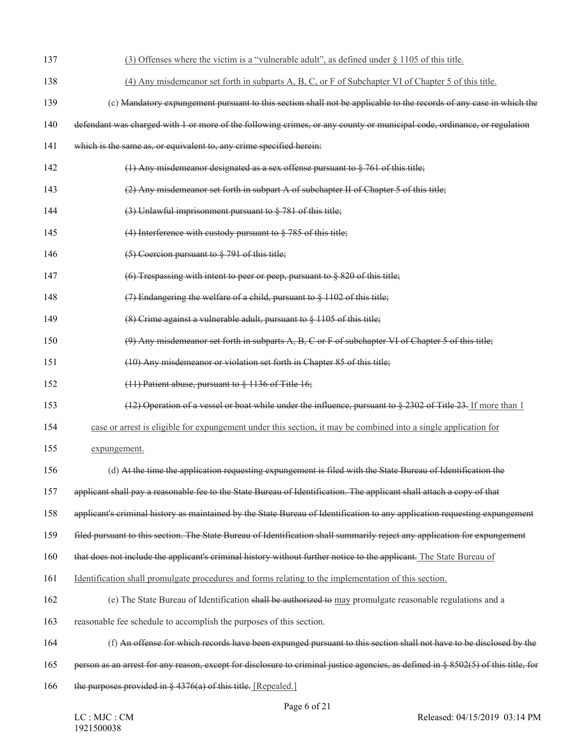(3) Offenses where the victim is a "vulnerable adult", as defined under § 1105 of this title.

(4) Any misdemeanor set forth in subparts A, B, C, or F of Subchapter VI of Chapter 5 of this title.

(c) ~~Mandatory expungement pursuant to this section shall not be applicable to the records of any case in which the defendant was charged with 1 or more of the following crimes, or any county or municipal code, ordinance, or regulation which is the same as, or equivalent to, any crime specified herein:~~

~~(1) Any misdemeanor designated as a sex offense pursuant to § 761 of this title;~~

~~(2) Any misdemeanor set forth in subpart A of subchapter II of Chapter 5 of this title;~~

~~(3) Unlawful imprisonment pursuant to § 781 of this title;~~

~~(4) Interference with custody pursuant to § 785 of this title;~~

~~(5) Coercion pursuant to § 791 of this title;~~

~~(6) Trespassing with intent to peer or peep, pursuant to § 820 of this title;~~

~~(7) Endangering the welfare of a child, pursuant to § 1102 of this title;~~

~~(8) Crime against a vulnerable adult, pursuant to § 1105 of this title;~~

~~(9) Any misdemeanor set forth in subparts A, B, C or F of subchapter VI of Chapter 5 of this title;~~

~~(10) Any misdemeanor or violation set forth in Chapter 85 of this title;~~

~~(11) Patient abuse, pursuant to § 1136 of Title 16;~~

~~(12) Operation of a vessel or boat while under the influence, pursuant to § 2302 of Title 23.~~ If more than 1 case or arrest is eligible for expungement under this section, it may be combined into a single application for expungement.

(d) ~~At the time the application requesting expungement is filed with the State Bureau of Identification the applicant shall pay a reasonable fee to the State Bureau of Identification. The applicant shall attach a copy of that applicant's criminal history as maintained by the State Bureau of Identification to any application requesting expungement filed pursuant to this section. The State Bureau of Identification shall summarily reject any application for expungement that does not include the applicant's criminal history without further notice to the applicant.~~ The State Bureau of Identification shall promulgate procedures and forms relating to the implementation of this section.

(e) The State Bureau of Identification ~~shall be authorized to~~ may promulgate reasonable regulations and a reasonable fee schedule to accomplish the purposes of this section.

(f) ~~An offense for which records have been expunged pursuant to this section shall not have to be disclosed by the person as an arrest for any reason, except for disclosure to criminal justice agencies, as defined in § 8502(5) of this title, for the purposes provided in § 4376(a) of this title.~~ [Repealed.]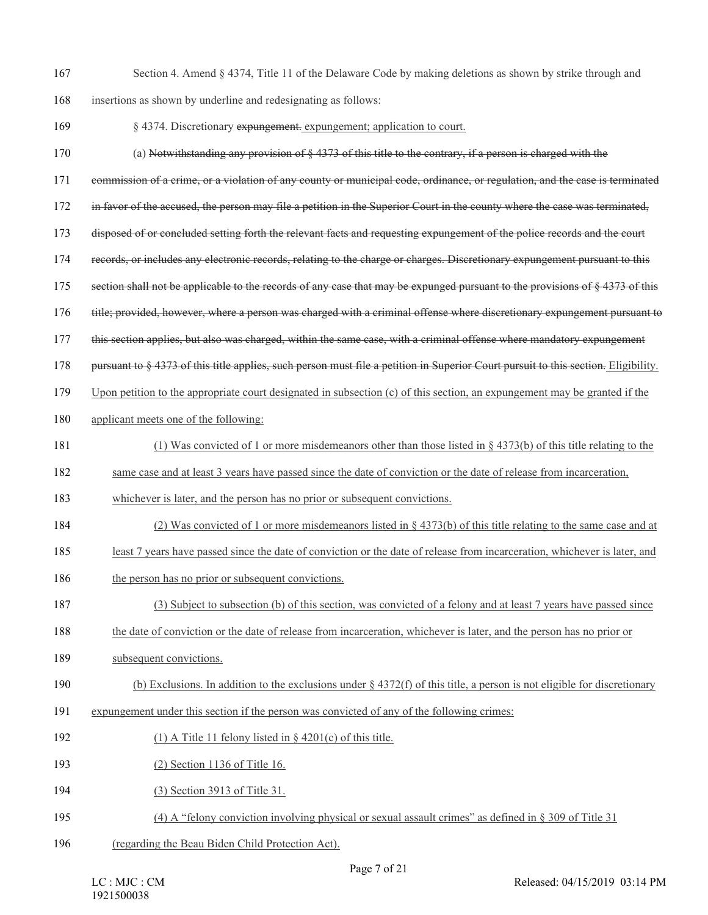Section 4. Amend § 4374, Title 11 of the Delaware Code by making deletions as shown by strike through and insertions as shown by underline and redesignating as follows:

§ 4374. Discretionary ~~expungement.~~ <u>expungement; application to court.</u>

(a) ~~Notwithstanding any provision of § 4373 of this title to the contrary, if a person is charged with the commission of a crime, or a violation of any county or municipal code, ordinance, or regulation, and the case is terminated in favor of the accused, the person may file a petition in the Superior Court in the county where the case was terminated, disposed of or concluded setting forth the relevant facts and requesting expungement of the police records and the court records, or includes any electronic records, relating to the charge or charges. Discretionary expungement pursuant to this section shall not be applicable to the records of any case that may be expunged pursuant to the provisions of § 4373 of this title; provided, however, where a person was charged with a criminal offense where discretionary expungement pursuant to this section applies, but also was charged, within the same case, with a criminal offense where mandatory expungement pursuant to § 4373 of this title applies, such person must file a petition in Superior Court pursuit to this section.~~ <u>Eligibility. Upon petition to the appropriate court designated in subsection (c) of this section, an expungement may be granted if the applicant meets one of the following:</u>

<u>(1) Was convicted of 1 or more misdemeanors other than those listed in § 4373(b) of this title relating to the same case and at least 3 years have passed since the date of conviction or the date of release from incarceration, whichever is later, and the person has no prior or subsequent convictions.</u>

<u>(2) Was convicted of 1 or more misdemeanors listed in § 4373(b) of this title relating to the same case and at least 7 years have passed since the date of conviction or the date of release from incarceration, whichever is later, and the person has no prior or subsequent convictions.</u>

<u>(3) Subject to subsection (b) of this section, was convicted of a felony and at least 7 years have passed since the date of conviction or the date of release from incarceration, whichever is later, and the person has no prior or subsequent convictions.</u>

<u>(b) Exclusions. In addition to the exclusions under § 4372(f) of this title, a person is not eligible for discretionary expungement under this section if the person was convicted of any of the following crimes:</u>

<u>(1) A Title 11 felony listed in § 4201(c) of this title.</u>

<u>(2) Section 1136 of Title 16.</u>

<u>(3) Section 3913 of Title 31.</u>

<u>(4) A "felony conviction involving physical or sexual assault crimes" as defined in § 309 of Title 31 (regarding the Beau Biden Child Protection Act).</u>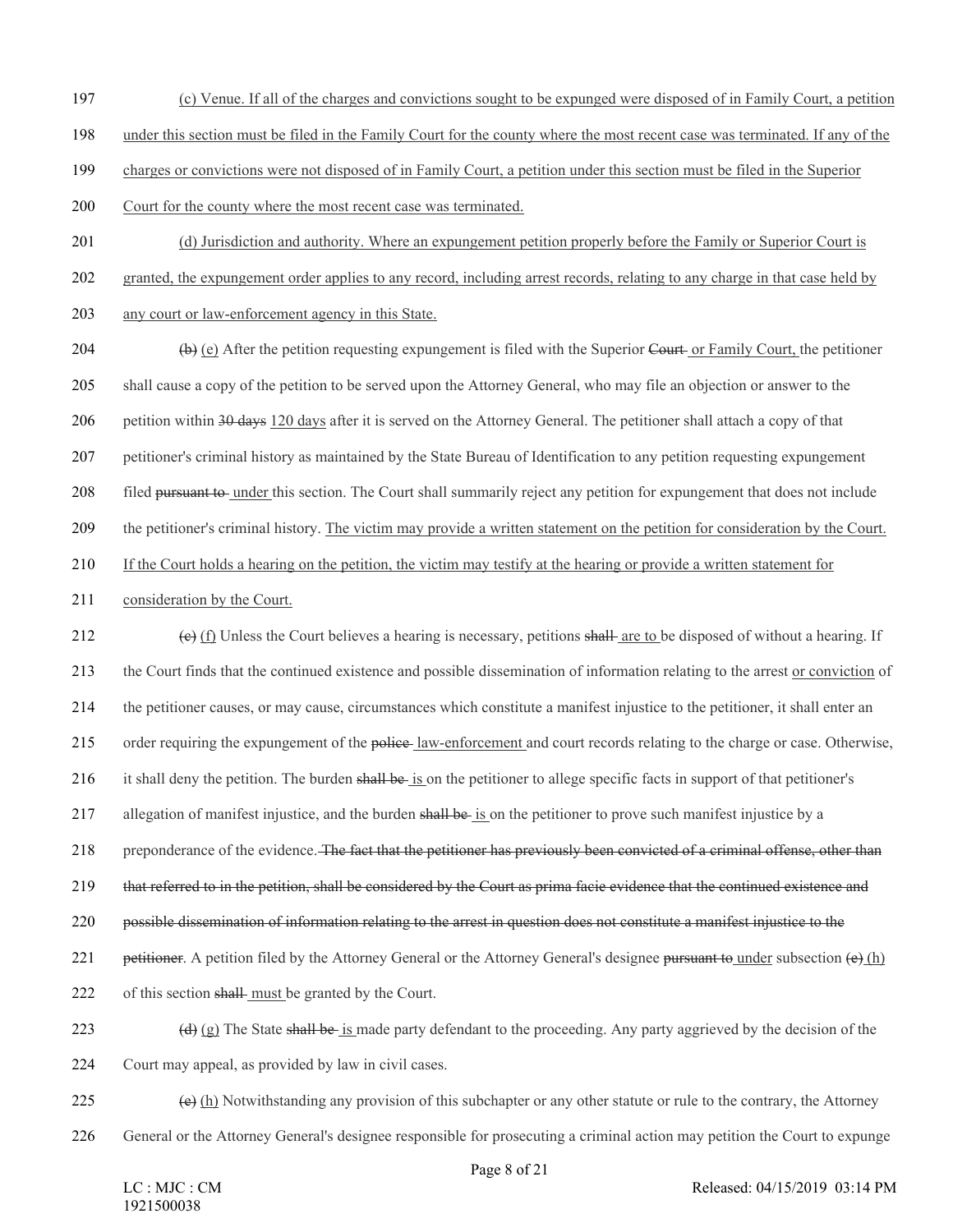197 (c) Venue. If all of the charges and convictions sought to be expunged were disposed of in Family Court, a petition
198 under this section must be filed in the Family Court for the county where the most recent case was terminated. If any of the
199 charges or convictions were not disposed of in Family Court, a petition under this section must be filed in the Superior
200 Court for the county where the most recent case was terminated.

201 (d) Jurisdiction and authority. Where an expungement petition properly before the Family or Superior Court is
202 granted, the expungement order applies to any record, including arrest records, relating to any charge in that case held by
203 any court or law-enforcement agency in this State.

204 ~~(b)~~ (e) After the petition requesting expungement is filed with the Superior ~~Court~~ or Family Court, the petitioner
205 shall cause a copy of the petition to be served upon the Attorney General, who may file an objection or answer to the
206 petition within ~~30 days~~ 120 days after it is served on the Attorney General. The petitioner shall attach a copy of that
207 petitioner's criminal history as maintained by the State Bureau of Identification to any petition requesting expungement
208 filed ~~pursuant to~~ under this section. The Court shall summarily reject any petition for expungement that does not include
209 the petitioner's criminal history. The victim may provide a written statement on the petition for consideration by the Court.
210 If the Court holds a hearing on the petition, the victim may testify at the hearing or provide a written statement for
211 consideration by the Court.

212 ~~(c)~~ (f) Unless the Court believes a hearing is necessary, petitions ~~shall~~ are to be disposed of without a hearing. If
213 the Court finds that the continued existence and possible dissemination of information relating to the arrest or conviction of
214 the petitioner causes, or may cause, circumstances which constitute a manifest injustice to the petitioner, it shall enter an
215 order requiring the expungement of the ~~police~~ law-enforcement and court records relating to the charge or case. Otherwise,
216 it shall deny the petition. The burden ~~shall be~~ is on the petitioner to allege specific facts in support of that petitioner's
217 allegation of manifest injustice, and the burden ~~shall be~~ is on the petitioner to prove such manifest injustice by a
218 preponderance of the evidence. ~~The fact that the petitioner has previously been convicted of a criminal offense, other than~~
219 ~~that referred to in the petition, shall be considered by the Court as prima facie evidence that the continued existence and~~
220 ~~possible dissemination of information relating to the arrest in question does not constitute a manifest injustice to the~~
221 ~~petitioner~~. A petition filed by the Attorney General or the Attorney General's designee ~~pursuant to~~ under subsection ~~(e)~~ (h)
222 of this section ~~shall~~ must be granted by the Court.

223 ~~(d)~~ (g) The State ~~shall be~~ is made party defendant to the proceeding. Any party aggrieved by the decision of the
224 Court may appeal, as provided by law in civil cases.

225 ~~(e)~~ (h) Notwithstanding any provision of this subchapter or any other statute or rule to the contrary, the Attorney
226 General or the Attorney General's designee responsible for prosecuting a criminal action may petition the Court to expunge

LC : MJC : CM
1921500038

Released: 04/15/2019 03:14 PM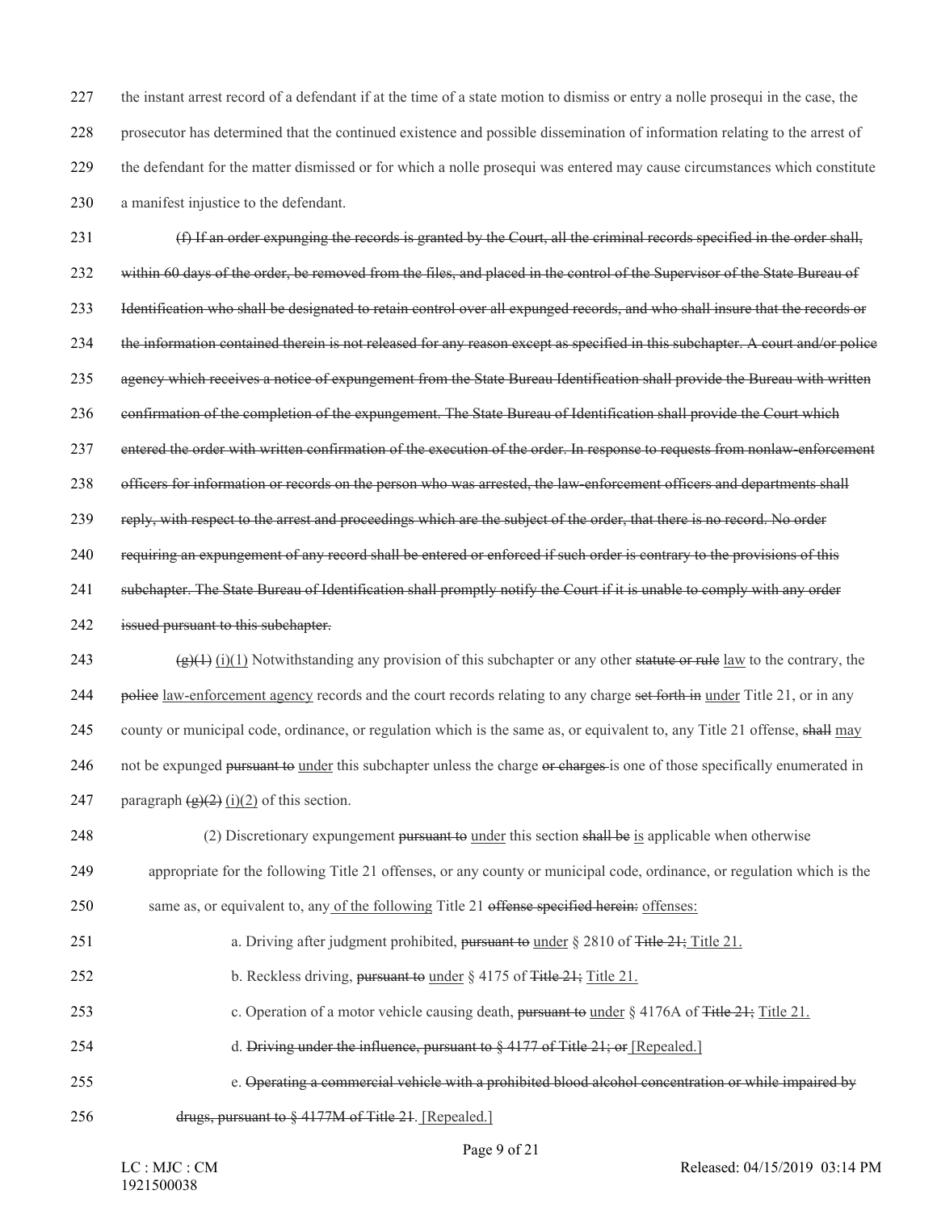the instant arrest record of a defendant if at the time of a state motion to dismiss or entry a nolle prosequi in the case, the prosecutor has determined that the continued existence and possible dissemination of information relating to the arrest of the defendant for the matter dismissed or for which a nolle prosequi was entered may cause circumstances which constitute a manifest injustice to the defendant.

~~(f) If an order expunging the records is granted by the Court, all the criminal records specified in the order shall, within 60 days of the order, be removed from the files, and placed in the control of the Supervisor of the State Bureau of Identification who shall be designated to retain control over all expunged records, and who shall insure that the records or the information contained therein is not released for any reason except as specified in this subchapter. A court and/or police agency which receives a notice of expungement from the State Bureau Identification shall provide the Bureau with written confirmation of the completion of the expungement. The State Bureau of Identification shall provide the Court which entered the order with written confirmation of the execution of the order. In response to requests from nonlaw-enforcement officers for information or records on the person who was arrested, the law-enforcement officers and departments shall reply, with respect to the arrest and proceedings which are the subject of the order, that there is no record. No order requiring an expungement of any record shall be entered or enforced if such order is contrary to the provisions of this subchapter. The State Bureau of Identification shall promptly notify the Court if it is unable to comply with any order issued pursuant to this subchapter.~~

~~(g)(1)~~ <u>(i)(1)</u> Notwithstanding any provision of this subchapter or any other ~~statute or rule~~ <u>law</u> to the contrary, the ~~police~~ <u>law-enforcement agency</u> records and the court records relating to any charge ~~set forth in~~ <u>under</u> Title 21, or in any county or municipal code, ordinance, or regulation which is the same as, or equivalent to, any Title 21 offense, ~~shall~~ <u>may</u> not be expunged ~~pursuant to~~ <u>under</u> this subchapter unless the charge ~~or charges~~ is one of those specifically enumerated in paragraph ~~(g)(2)~~ <u>(i)(2)</u> of this section.

(2) Discretionary expungement ~~pursuant to~~ <u>under</u> this section ~~shall be~~ <u>is</u> applicable when otherwise appropriate for the following Title 21 offenses, or any county or municipal code, ordinance, or regulation which is the same as, or equivalent to, any <u>of the following</u> Title 21 ~~offense specified herein:~~ <u>offenses:</u>

a. Driving after judgment prohibited, ~~pursuant to~~ <u>under</u> § 2810 of ~~Title 21;~~ <u>Title 21.</u>

b. Reckless driving, ~~pursuant to~~ <u>under</u> § 4175 of ~~Title 21;~~ <u>Title 21.</u>

c. Operation of a motor vehicle causing death, ~~pursuant to~~ <u>under</u> § 4176A of ~~Title 21;~~ <u>Title 21.</u>

d. ~~Driving under the influence, pursuant to § 4177 of Title 21; or~~ <u>[Repealed.]</u>

e. ~~Operating a commercial vehicle with a prohibited blood alcohol concentration or while impaired by drugs, pursuant to § 4177M of Title 21~~. <u>[Repealed.]</u>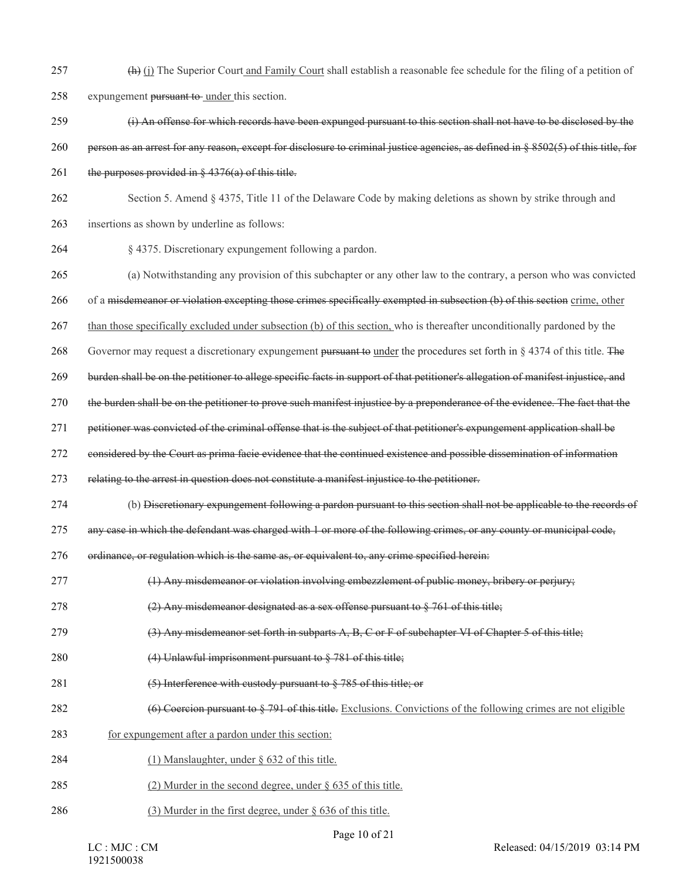257 ~~(h)~~ <u>(j)</u> The Superior Court <u>and Family Court</u> shall establish a reasonable fee schedule for the filing of a petition of

258 expungement ~~pursuant to~~ <u>under</u> this section.

259 ~~(i) An offense for which records have been expunged pursuant to this section shall not have to be disclosed by the~~

260 ~~person as an arrest for any reason, except for disclosure to criminal justice agencies, as defined in § 8502(5) of this title, for~~

261 ~~the purposes provided in § 4376(a) of this title.~~

262 Section 5. Amend § 4375, Title 11 of the Delaware Code by making deletions as shown by strike through and

263 insertions as shown by underline as follows:

264 § 4375. Discretionary expungement following a pardon.

265 (a) Notwithstanding any provision of this subchapter or any other law to the contrary, a person who was convicted

266 of a ~~misdemeanor or violation excepting those crimes specifically exempted in subsection (b) of this section~~ <u>crime, other</u>

267 <u>than those specifically excluded under subsection (b) of this section,</u> who is thereafter unconditionally pardoned by the

268 Governor may request a discretionary expungement ~~pursuant to~~ <u>under</u> the procedures set forth in § 4374 of this title. ~~The~~

269 ~~burden shall be on the petitioner to allege specific facts in support of that petitioner's allegation of manifest injustice, and~~

270 ~~the burden shall be on the petitioner to prove such manifest injustice by a preponderance of the evidence. The fact that the~~

271 ~~petitioner was convicted of the criminal offense that is the subject of that petitioner's expungement application shall be~~

272 ~~considered by the Court as prima facie evidence that the continued existence and possible dissemination of information~~

273 ~~relating to the arrest in question does not constitute a manifest injustice to the petitioner.~~

274 (b) ~~Discretionary expungement following a pardon pursuant to this section shall not be applicable to the records of~~

275 ~~any case in which the defendant was charged with 1 or more of the following crimes, or any county or municipal code,~~

276 ~~ordinance, or regulation which is the same as, or equivalent to, any crime specified herein:~~

277 ~~(1) Any misdemeanor or violation involving embezzlement of public money, bribery or perjury;~~

278 ~~(2) Any misdemeanor designated as a sex offense pursuant to § 761 of this title;~~

279 ~~(3) Any misdemeanor set forth in subparts A, B, C or F of subchapter VI of Chapter 5 of this title;~~

280 ~~(4) Unlawful imprisonment pursuant to § 781 of this title;~~

281 ~~(5) Interference with custody pursuant to § 785 of this title; or~~

282 ~~(6) Coercion pursuant to § 791 of this title.~~ <u>Exclusions. Convictions of the following crimes are not eligible</u>

283 <u>for expungement after a pardon under this section:</u>

284 <u>(1) Manslaughter, under § 632 of this title.</u>

285 <u>(2) Murder in the second degree, under § 635 of this title.</u>

286 <u>(3) Murder in the first degree, under § 636 of this title.</u>

LC : MJC : CM
1921500038

Released: 04/15/2019 03:14 PM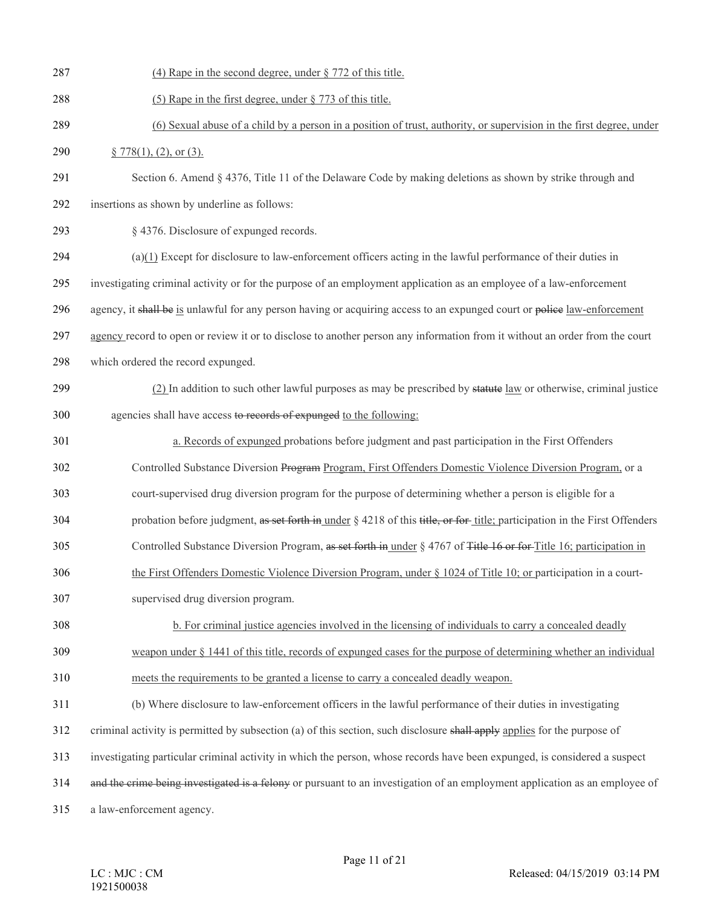(4) Rape in the second degree, under § 772 of this title.

(5) Rape in the first degree, under § 773 of this title.

(6) Sexual abuse of a child by a person in a position of trust, authority, or supervision in the first degree, under § 778(1), (2), or (3).

Section 6. Amend § 4376, Title 11 of the Delaware Code by making deletions as shown by strike through and insertions as shown by underline as follows:

§ 4376. Disclosure of expunged records.

(a)(1) Except for disclosure to law-enforcement officers acting in the lawful performance of their duties in investigating criminal activity or for the purpose of an employment application as an employee of a law-enforcement agency, it ~~shall be~~ is unlawful for any person having or acquiring access to an expunged court or ~~police~~ law-enforcement agency record to open or review it or to disclose to another person any information from it without an order from the court which ordered the record expunged.

(2) In addition to such other lawful purposes as may be prescribed by ~~statute~~ law or otherwise, criminal justice agencies shall have access ~~to records of expunged~~ to the following:

a. Records of expunged probations before judgment and past participation in the First Offenders Controlled Substance Diversion ~~Program~~ Program, First Offenders Domestic Violence Diversion Program, or a court-supervised drug diversion program for the purpose of determining whether a person is eligible for a probation before judgment, ~~as set forth in~~ under § 4218 of this ~~title, or for~~ title; participation in the First Offenders Controlled Substance Diversion Program, ~~as set forth in~~ under § 4767 of ~~Title 16 or for~~ Title 16; participation in the First Offenders Domestic Violence Diversion Program, under § 1024 of Title 10; or participation in a court-supervised drug diversion program.

b. For criminal justice agencies involved in the licensing of individuals to carry a concealed deadly weapon under § 1441 of this title, records of expunged cases for the purpose of determining whether an individual meets the requirements to be granted a license to carry a concealed deadly weapon.

(b) Where disclosure to law-enforcement officers in the lawful performance of their duties in investigating criminal activity is permitted by subsection (a) of this section, such disclosure ~~shall apply~~ applies for the purpose of investigating particular criminal activity in which the person, whose records have been expunged, is considered a suspect ~~and the crime being investigated is a felony~~ or pursuant to an investigation of an employment application as an employee of a law-enforcement agency.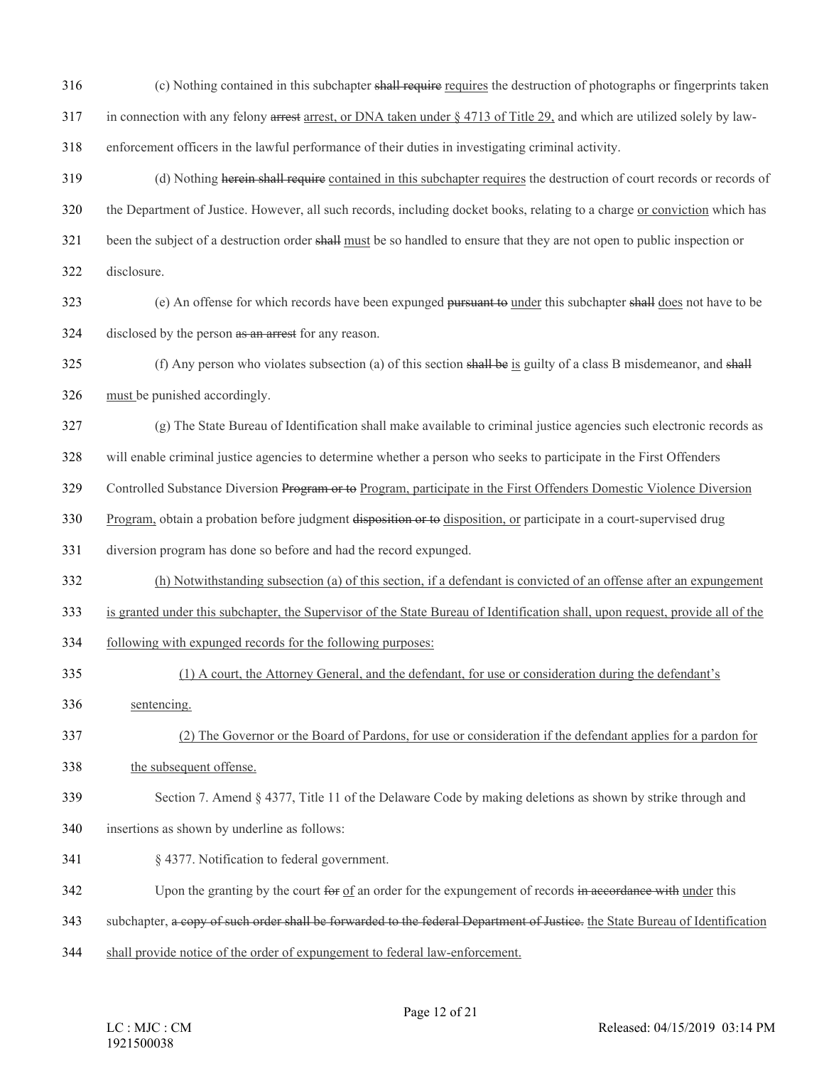(c) Nothing contained in this subchapter ~~shall require~~ <u>requires</u> the destruction of photographs or fingerprints taken in connection with any felony ~~arrest~~ <u>arrest, or DNA taken under § 4713 of Title 29,</u> and which are utilized solely by law-enforcement officers in the lawful performance of their duties in investigating criminal activity.

(d) Nothing ~~herein shall require~~ <u>contained in this subchapter requires</u> the destruction of court records or records of the Department of Justice. However, all such records, including docket books, relating to a charge <u>or conviction</u> which has been the subject of a destruction order ~~shall~~ <u>must</u> be so handled to ensure that they are not open to public inspection or disclosure.

(e) An offense for which records have been expunged ~~pursuant to~~ <u>under</u> this subchapter ~~shall~~ <u>does</u> not have to be disclosed by the person ~~as an arrest~~ for any reason.

(f) Any person who violates subsection (a) of this section ~~shall be~~ <u>is</u> guilty of a class B misdemeanor, and ~~shall~~ <u>must</u> be punished accordingly.

(g) The State Bureau of Identification shall make available to criminal justice agencies such electronic records as will enable criminal justice agencies to determine whether a person who seeks to participate in the First Offenders Controlled Substance Diversion ~~Program or to~~ <u>Program, participate in the First Offenders Domestic Violence Diversion Program,</u> obtain a probation before judgment ~~disposition or to~~ <u>disposition, or</u> participate in a court-supervised drug diversion program has done so before and had the record expunged.

<u>(h) Notwithstanding subsection (a) of this section, if a defendant is convicted of an offense after an expungement is granted under this subchapter, the Supervisor of the State Bureau of Identification shall, upon request, provide all of the following with expunged records for the following purposes:</u>

<u>(1) A court, the Attorney General, and the defendant, for use or consideration during the defendant's sentencing.</u>

<u>(2) The Governor or the Board of Pardons, for use or consideration if the defendant applies for a pardon for the subsequent offense.</u>

Section 7. Amend § 4377, Title 11 of the Delaware Code by making deletions as shown by strike through and insertions as shown by underline as follows:

§ 4377. Notification to federal government.

Upon the granting by the court ~~for~~ <u>of</u> an order for the expungement of records ~~in accordance with~~ <u>under</u> this subchapter, ~~a copy of such order shall be forwarded to the federal Department of Justice.~~ <u>the State Bureau of Identification shall provide notice of the order of expungement to federal law-enforcement.</u>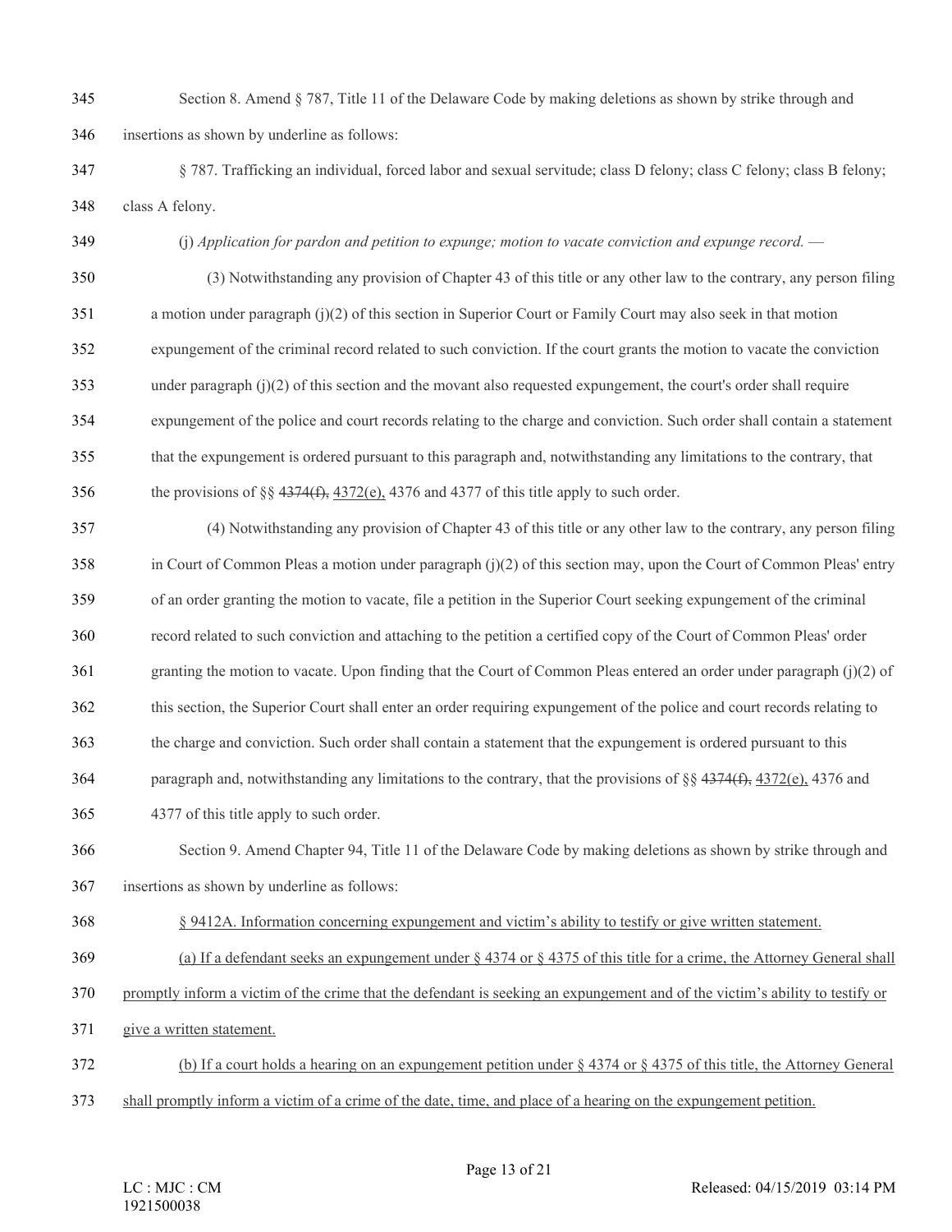Section 8. Amend § 787, Title 11 of the Delaware Code by making deletions as shown by strike through and insertions as shown by underline as follows:

§ 787. Trafficking an individual, forced labor and sexual servitude; class D felony; class C felony; class B felony; class A felony.

(j) *Application for pardon and petition to expunge; motion to vacate conviction and expunge record.* —

(3) Notwithstanding any provision of Chapter 43 of this title or any other law to the contrary, any person filing a motion under paragraph (j)(2) of this section in Superior Court or Family Court may also seek in that motion expungement of the criminal record related to such conviction. If the court grants the motion to vacate the conviction under paragraph (j)(2) of this section and the movant also requested expungement, the court's order shall require expungement of the police and court records relating to the charge and conviction. Such order shall contain a statement that the expungement is ordered pursuant to this paragraph and, notwithstanding any limitations to the contrary, that the provisions of §§ ~~4374(f),~~ <u>4372(e),</u> 4376 and 4377 of this title apply to such order.

(4) Notwithstanding any provision of Chapter 43 of this title or any other law to the contrary, any person filing in Court of Common Pleas a motion under paragraph (j)(2) of this section may, upon the Court of Common Pleas' entry of an order granting the motion to vacate, file a petition in the Superior Court seeking expungement of the criminal record related to such conviction and attaching to the petition a certified copy of the Court of Common Pleas' order granting the motion to vacate. Upon finding that the Court of Common Pleas entered an order under paragraph (j)(2) of this section, the Superior Court shall enter an order requiring expungement of the police and court records relating to the charge and conviction. Such order shall contain a statement that the expungement is ordered pursuant to this paragraph and, notwithstanding any limitations to the contrary, that the provisions of §§ ~~4374(f),~~ <u>4372(e),</u> 4376 and 4377 of this title apply to such order.

Section 9. Amend Chapter 94, Title 11 of the Delaware Code by making deletions as shown by strike through and insertions as shown by underline as follows:

<u>§ 9412A. Information concerning expungement and victim's ability to testify or give written statement.</u>

<u>(a) If a defendant seeks an expungement under § 4374 or § 4375 of this title for a crime, the Attorney General shall promptly inform a victim of the crime that the defendant is seeking an expungement and of the victim's ability to testify or give a written statement.</u>

<u>(b) If a court holds a hearing on an expungement petition under § 4374 or § 4375 of this title, the Attorney General shall promptly inform a victim of a crime of the date, time, and place of a hearing on the expungement petition.</u>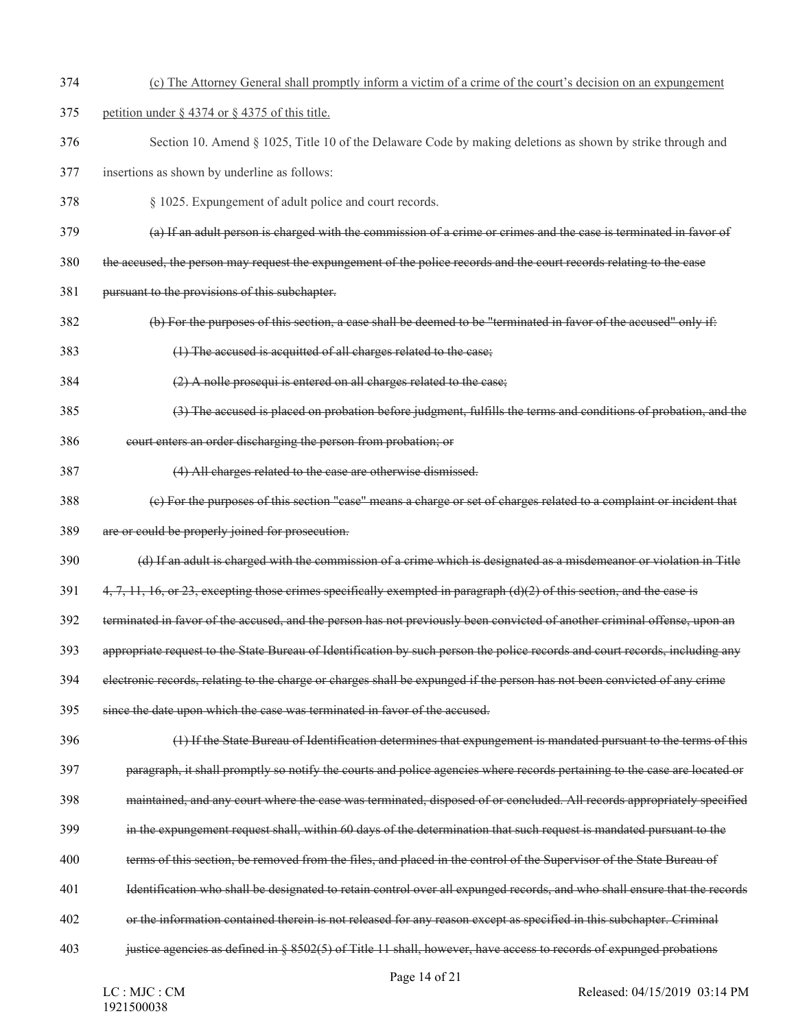(c) The Attorney General shall promptly inform a victim of a crime of the court's decision on an expungement petition under § 4374 or § 4375 of this title.

Section 10. Amend § 1025, Title 10 of the Delaware Code by making deletions as shown by strike through and insertions as shown by underline as follows:

§ 1025. Expungement of adult police and court records.

~~(a) If an adult person is charged with the commission of a crime or crimes and the case is terminated in favor of the accused, the person may request the expungement of the police records and the court records relating to the case pursuant to the provisions of this subchapter.~~

~~(b) For the purposes of this section, a case shall be deemed to be "terminated in favor of the accused" only if:~~

~~(1) The accused is acquitted of all charges related to the case;~~

~~(2) A nolle prosequi is entered on all charges related to the case;~~

~~(3) The accused is placed on probation before judgment, fulfills the terms and conditions of probation, and the court enters an order discharging the person from probation; or~~

~~(4) All charges related to the case are otherwise dismissed.~~

~~(c) For the purposes of this section "case" means a charge or set of charges related to a complaint or incident that are or could be properly joined for prosecution.~~

~~(d) If an adult is charged with the commission of a crime which is designated as a misdemeanor or violation in Title 4, 7, 11, 16, or 23, excepting those crimes specifically exempted in paragraph (d)(2) of this section, and the case is terminated in favor of the accused, and the person has not previously been convicted of another criminal offense, upon an appropriate request to the State Bureau of Identification by such person the police records and court records, including any electronic records, relating to the charge or charges shall be expunged if the person has not been convicted of any crime since the date upon which the case was terminated in favor of the accused.~~

~~(1) If the State Bureau of Identification determines that expungement is mandated pursuant to the terms of this paragraph, it shall promptly so notify the courts and police agencies where records pertaining to the case are located or maintained, and any court where the case was terminated, disposed of or concluded. All records appropriately specified in the expungement request shall, within 60 days of the determination that such request is mandated pursuant to the terms of this section, be removed from the files, and placed in the control of the Supervisor of the State Bureau of Identification who shall be designated to retain control over all expunged records, and who shall ensure that the records or the information contained therein is not released for any reason except as specified in this subchapter. Criminal justice agencies as defined in § 8502(5) of Title 11 shall, however, have access to records of expunged probations~~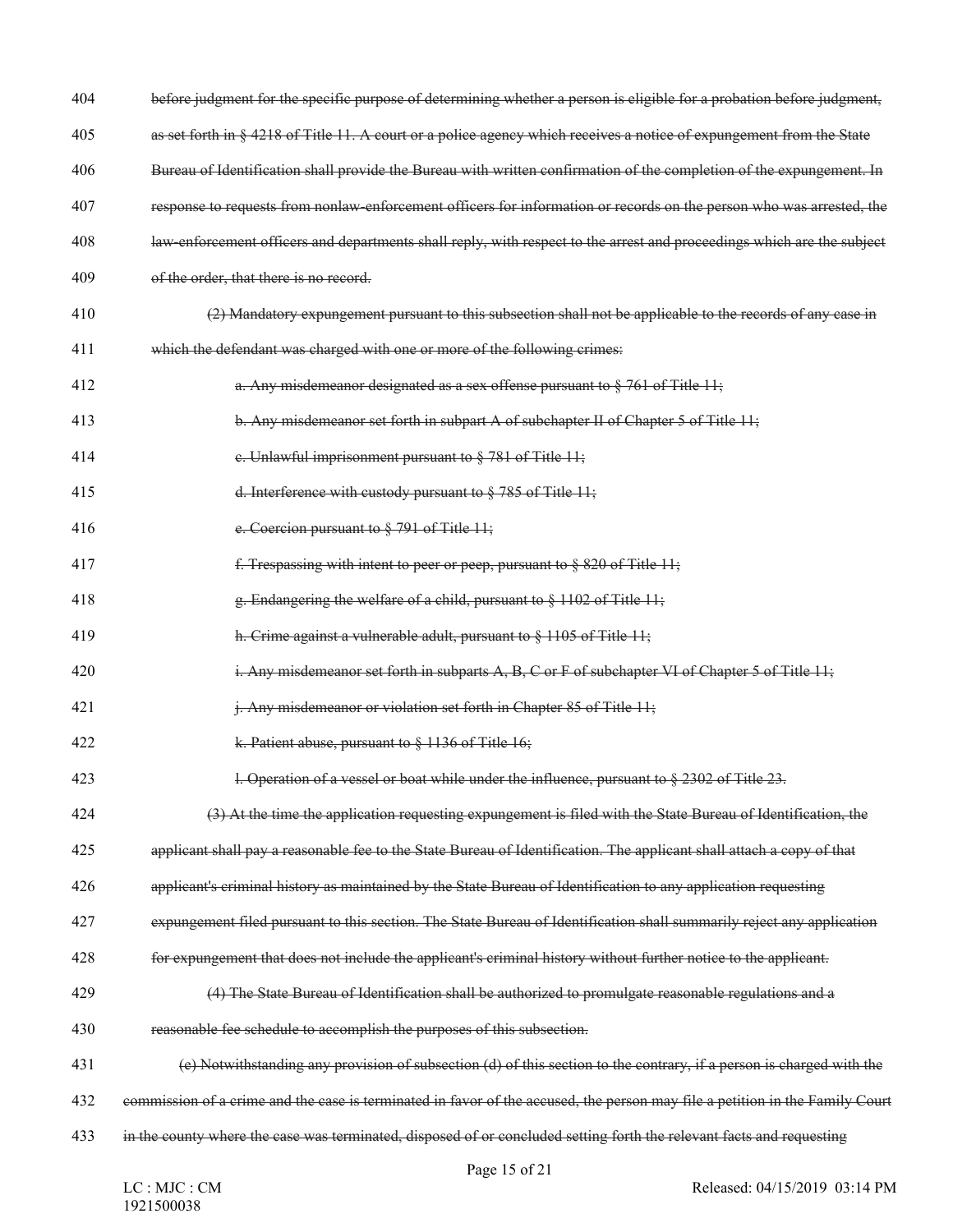404 ~~before judgment for the specific purpose of determining whether a person is eligible for a probation before judgment,~~

405 ~~as set forth in § 4218 of Title 11. A court or a police agency which receives a notice of expungement from the State~~

406 ~~Bureau of Identification shall provide the Bureau with written confirmation of the completion of the expungement. In~~

407 ~~response to requests from nonlaw-enforcement officers for information or records on the person who was arrested, the~~

408 ~~law-enforcement officers and departments shall reply, with respect to the arrest and proceedings which are the subject~~

409 ~~of the order, that there is no record.~~

410 ~~(2) Mandatory expungement pursuant to this subsection shall not be applicable to the records of any case in~~

411 ~~which the defendant was charged with one or more of the following crimes:~~

412 ~~a. Any misdemeanor designated as a sex offense pursuant to § 761 of Title 11;~~

413 ~~b. Any misdemeanor set forth in subpart A of subchapter II of Chapter 5 of Title 11;~~

414 ~~c. Unlawful imprisonment pursuant to § 781 of Title 11;~~

415 ~~d. Interference with custody pursuant to § 785 of Title 11;~~

416 ~~e. Coercion pursuant to § 791 of Title 11;~~

417 ~~f. Trespassing with intent to peer or peep, pursuant to § 820 of Title 11;~~

418 ~~g. Endangering the welfare of a child, pursuant to § 1102 of Title 11;~~

419 ~~h. Crime against a vulnerable adult, pursuant to § 1105 of Title 11;~~

420 ~~i. Any misdemeanor set forth in subparts A, B, C or F of subchapter VI of Chapter 5 of Title 11;~~

421 ~~j. Any misdemeanor or violation set forth in Chapter 85 of Title 11;~~

422 ~~k. Patient abuse, pursuant to § 1136 of Title 16;~~

423 ~~l. Operation of a vessel or boat while under the influence, pursuant to § 2302 of Title 23.~~

424 ~~(3) At the time the application requesting expungement is filed with the State Bureau of Identification, the~~

425 ~~applicant shall pay a reasonable fee to the State Bureau of Identification. The applicant shall attach a copy of that~~

426 ~~applicant's criminal history as maintained by the State Bureau of Identification to any application requesting~~

427 ~~expungement filed pursuant to this section. The State Bureau of Identification shall summarily reject any application~~

428 ~~for expungement that does not include the applicant's criminal history without further notice to the applicant.~~

429 ~~(4) The State Bureau of Identification shall be authorized to promulgate reasonable regulations and a~~

430 ~~reasonable fee schedule to accomplish the purposes of this subsection.~~

431 ~~(e) Notwithstanding any provision of subsection (d) of this section to the contrary, if a person is charged with the~~

432 ~~commission of a crime and the case is terminated in favor of the accused, the person may file a petition in the Family Court~~

433 ~~in the county where the case was terminated, disposed of or concluded setting forth the relevant facts and requesting~~

LC : MJC : CM
1921500038

Released: 04/15/2019 03:14 PM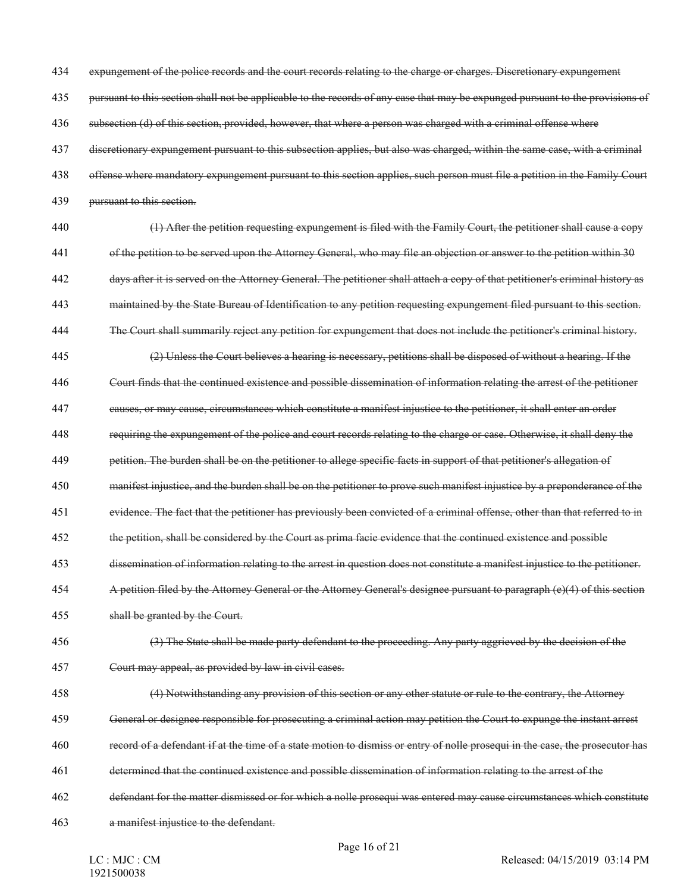~~expungement of the police records and the court records relating to the charge or charges. Discretionary expungement pursuant to this section shall not be applicable to the records of any case that may be expunged pursuant to the provisions of subsection (d) of this section, provided, however, that where a person was charged with a criminal offense where discretionary expungement pursuant to this subsection applies, but also was charged, within the same case, with a criminal offense where mandatory expungement pursuant to this section applies, such person must file a petition in the Family Court pursuant to this section.~~

~~(1) After the petition requesting expungement is filed with the Family Court, the petitioner shall cause a copy of the petition to be served upon the Attorney General, who may file an objection or answer to the petition within 30 days after it is served on the Attorney General. The petitioner shall attach a copy of that petitioner's criminal history as maintained by the State Bureau of Identification to any petition requesting expungement filed pursuant to this section. The Court shall summarily reject any petition for expungement that does not include the petitioner's criminal history.~~

~~(2) Unless the Court believes a hearing is necessary, petitions shall be disposed of without a hearing. If the Court finds that the continued existence and possible dissemination of information relating the arrest of the petitioner causes, or may cause, circumstances which constitute a manifest injustice to the petitioner, it shall enter an order requiring the expungement of the police and court records relating to the charge or case. Otherwise, it shall deny the petition. The burden shall be on the petitioner to allege specific facts in support of that petitioner's allegation of manifest injustice, and the burden shall be on the petitioner to prove such manifest injustice by a preponderance of the evidence. The fact that the petitioner has previously been convicted of a criminal offense, other than that referred to in the petition, shall be considered by the Court as prima facie evidence that the continued existence and possible dissemination of information relating to the arrest in question does not constitute a manifest injustice to the petitioner. A petition filed by the Attorney General or the Attorney General's designee pursuant to paragraph (e)(4) of this section shall be granted by the Court.~~

~~(3) The State shall be made party defendant to the proceeding. Any party aggrieved by the decision of the Court may appeal, as provided by law in civil cases.~~

~~(4) Notwithstanding any provision of this section or any other statute or rule to the contrary, the Attorney General or designee responsible for prosecuting a criminal action may petition the Court to expunge the instant arrest record of a defendant if at the time of a state motion to dismiss or entry of nolle prosequi in the case, the prosecutor has determined that the continued existence and possible dissemination of information relating to the arrest of the defendant for the matter dismissed or for which a nolle prosequi was entered may cause circumstances which constitute a manifest injustice to the defendant.~~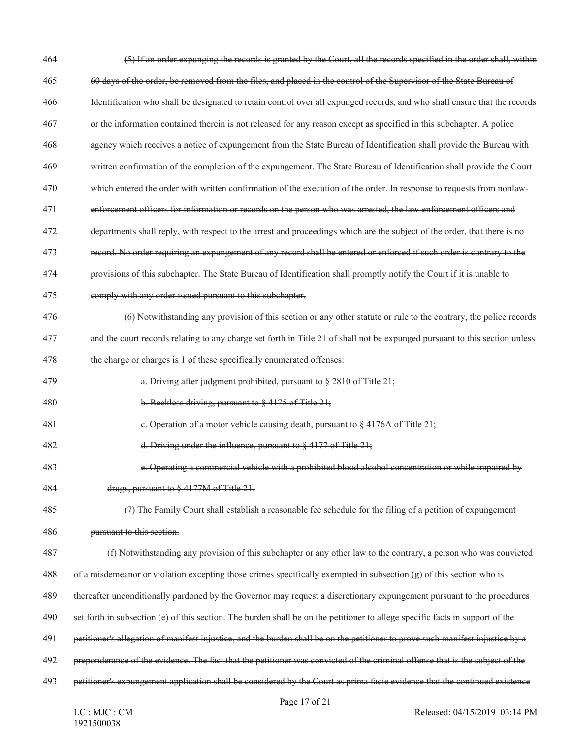~~(5) If an order expunging the records is granted by the Court, all the records specified in the order shall, within 60 days of the order, be removed from the files, and placed in the control of the Supervisor of the State Bureau of Identification who shall be designated to retain control over all expunged records, and who shall ensure that the records or the information contained therein is not released for any reason except as specified in this subchapter. A police agency which receives a notice of expungement from the State Bureau of Identification shall provide the Bureau with written confirmation of the completion of the expungement. The State Bureau of Identification shall provide the Court which entered the order with written confirmation of the execution of the order. In response to requests from nonlaw-enforcement officers for information or records on the person who was arrested, the law-enforcement officers and departments shall reply, with respect to the arrest and proceedings which are the subject of the order, that there is no record. No order requiring an expungement of any record shall be entered or enforced if such order is contrary to the provisions of this subchapter. The State Bureau of Identification shall promptly notify the Court if it is unable to comply with any order issued pursuant to this subchapter.~~

~~(6) Notwithstanding any provision of this section or any other statute or rule to the contrary, the police records and the court records relating to any charge set forth in Title 21 of shall not be expunged pursuant to this section unless the charge or charges is 1 of these specifically enumerated offenses:~~

~~a. Driving after judgment prohibited, pursuant to § 2810 of Title 21;~~

~~b. Reckless driving, pursuant to § 4175 of Title 21;~~

~~c. Operation of a motor vehicle causing death, pursuant to § 4176A of Title 21;~~

~~d. Driving under the influence, pursuant to § 4177 of Title 21;~~

~~e. Operating a commercial vehicle with a prohibited blood alcohol concentration or while impaired by drugs, pursuant to § 4177M of Title 21.~~

~~(7) The Family Court shall establish a reasonable fee schedule for the filing of a petition of expungement pursuant to this section.~~

~~(f) Notwithstanding any provision of this subchapter or any other law to the contrary, a person who was convicted of a misdemeanor or violation excepting those crimes specifically exempted in subsection (g) of this section who is thereafter unconditionally pardoned by the Governor may request a discretionary expungement pursuant to the procedures set forth in subsection (e) of this section. The burden shall be on the petitioner to allege specific facts in support of the petitioner's allegation of manifest injustice, and the burden shall be on the petitioner to prove such manifest injustice by a preponderance of the evidence. The fact that the petitioner was convicted of the criminal offense that is the subject of the petitioner's expungement application shall be considered by the Court as prima facie evidence that the continued existence~~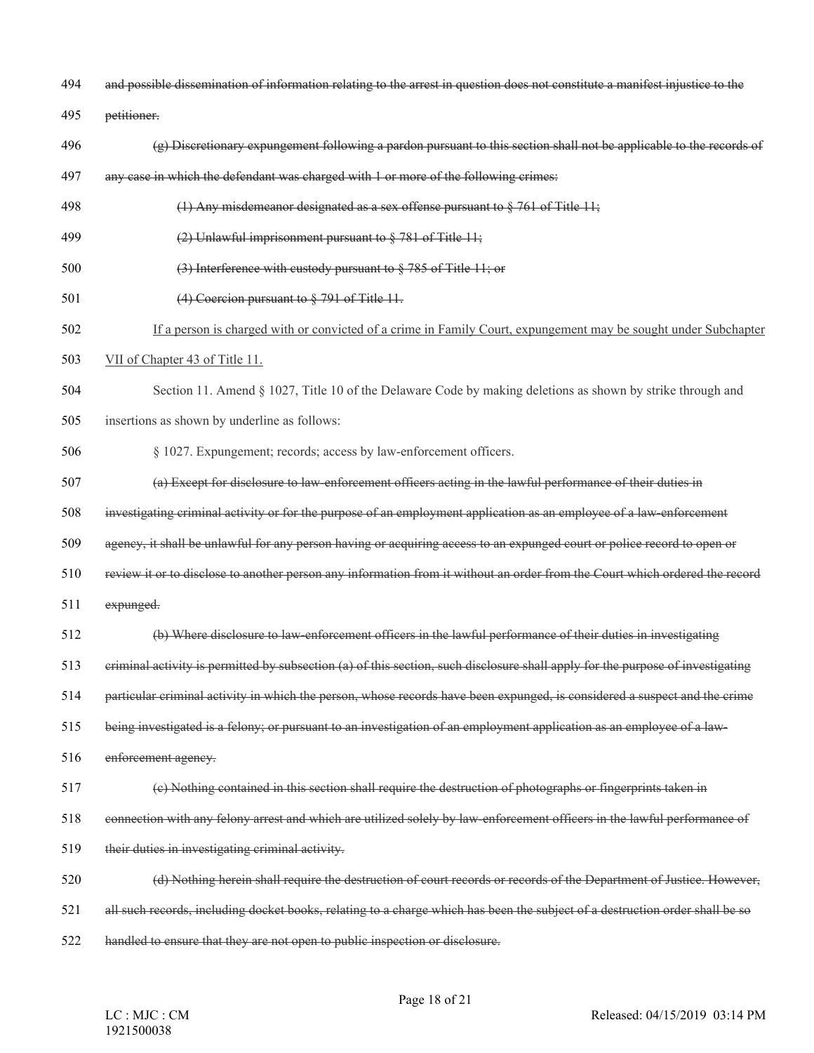494 ~~and possible dissemination of information relating to the arrest in question does not constitute a manifest injustice to the~~

495 ~~petitioner.~~

496 ~~(g) Discretionary expungement following a pardon pursuant to this section shall not be applicable to the records of~~

497 ~~any case in which the defendant was charged with 1 or more of the following crimes:~~

498 ~~(1) Any misdemeanor designated as a sex offense pursuant to § 761 of Title 11;~~

499 ~~(2) Unlawful imprisonment pursuant to § 781 of Title 11;~~

500 ~~(3) Interference with custody pursuant to § 785 of Title 11; or~~

501 ~~(4) Coercion pursuant to § 791 of Title 11.~~

502 <u>If a person is charged with or convicted of a crime in Family Court, expungement may be sought under Subchapter</u>

503 <u>VII of Chapter 43 of Title 11.</u>

504 Section 11. Amend § 1027, Title 10 of the Delaware Code by making deletions as shown by strike through and

505 insertions as shown by underline as follows:

506 § 1027. Expungement; records; access by law-enforcement officers.

507 ~~(a) Except for disclosure to law-enforcement officers acting in the lawful performance of their duties in~~

508 ~~investigating criminal activity or for the purpose of an employment application as an employee of a law-enforcement~~

509 ~~agency, it shall be unlawful for any person having or acquiring access to an expunged court or police record to open or~~

510 ~~review it or to disclose to another person any information from it without an order from the Court which ordered the record~~

511 ~~expunged.~~

512 ~~(b) Where disclosure to law-enforcement officers in the lawful performance of their duties in investigating~~

513 ~~criminal activity is permitted by subsection (a) of this section, such disclosure shall apply for the purpose of investigating~~

514 ~~particular criminal activity in which the person, whose records have been expunged, is considered a suspect and the crime~~

515 ~~being investigated is a felony; or pursuant to an investigation of an employment application as an employee of a law-~~

516 ~~enforcement agency.~~

517 ~~(c) Nothing contained in this section shall require the destruction of photographs or fingerprints taken in~~

518 ~~connection with any felony arrest and which are utilized solely by law-enforcement officers in the lawful performance of~~

519 ~~their duties in investigating criminal activity.~~

520 ~~(d) Nothing herein shall require the destruction of court records or records of the Department of Justice. However,~~

521 ~~all such records, including docket books, relating to a charge which has been the subject of a destruction order shall be so~~

522 ~~handled to ensure that they are not open to public inspection or disclosure.~~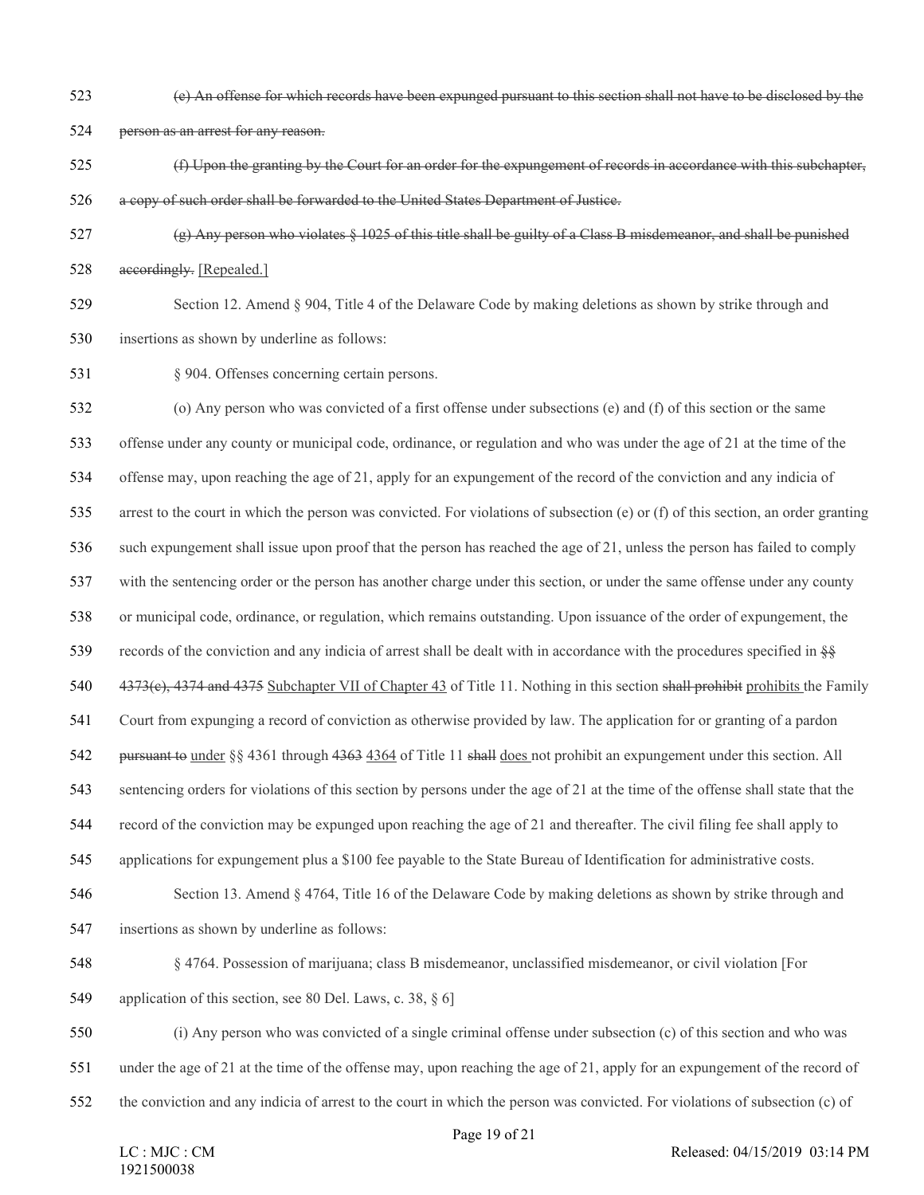~~(e) An offense for which records have been expunged pursuant to this section shall not have to be disclosed by the person as an arrest for any reason.~~

~~(f) Upon the granting by the Court for an order for the expungement of records in accordance with this subchapter, a copy of such order shall be forwarded to the United States Department of Justice.~~

~~(g) Any person who violates § 1025 of this title shall be guilty of a Class B misdemeanor, and shall be punished accordingly.~~ [Repealed.]

Section 12. Amend § 904, Title 4 of the Delaware Code by making deletions as shown by strike through and insertions as shown by underline as follows:

§ 904. Offenses concerning certain persons.

(o) Any person who was convicted of a first offense under subsections (e) and (f) of this section or the same offense under any county or municipal code, ordinance, or regulation and who was under the age of 21 at the time of the offense may, upon reaching the age of 21, apply for an expungement of the record of the conviction and any indicia of arrest to the court in which the person was convicted. For violations of subsection (e) or (f) of this section, an order granting such expungement shall issue upon proof that the person has reached the age of 21, unless the person has failed to comply with the sentencing order or the person has another charge under this section, or under the same offense under any county or municipal code, ordinance, or regulation, which remains outstanding. Upon issuance of the order of expungement, the records of the conviction and any indicia of arrest shall be dealt with in accordance with the procedures specified in ~~§§ 4373(c), 4374 and 4375~~ <u>Subchapter VII of Chapter 43</u> of Title 11. Nothing in this section ~~shall prohibit~~ <u>prohibits</u> the Family Court from expunging a record of conviction as otherwise provided by law. The application for or granting of a pardon ~~pursuant to~~ <u>under</u> §§ 4361 through ~~4363~~ <u>4364</u> of Title 11 ~~shall~~ <u>does</u> not prohibit an expungement under this section. All sentencing orders for violations of this section by persons under the age of 21 at the time of the offense shall state that the record of the conviction may be expunged upon reaching the age of 21 and thereafter. The civil filing fee shall apply to applications for expungement plus a $100 fee payable to the State Bureau of Identification for administrative costs.

Section 13. Amend § 4764, Title 16 of the Delaware Code by making deletions as shown by strike through and insertions as shown by underline as follows:

§ 4764. Possession of marijuana; class B misdemeanor, unclassified misdemeanor, or civil violation [For application of this section, see 80 Del. Laws, c. 38, § 6]

(i) Any person who was convicted of a single criminal offense under subsection (c) of this section and who was under the age of 21 at the time of the offense may, upon reaching the age of 21, apply for an expungement of the record of the conviction and any indicia of arrest to the court in which the person was convicted. For violations of subsection (c) of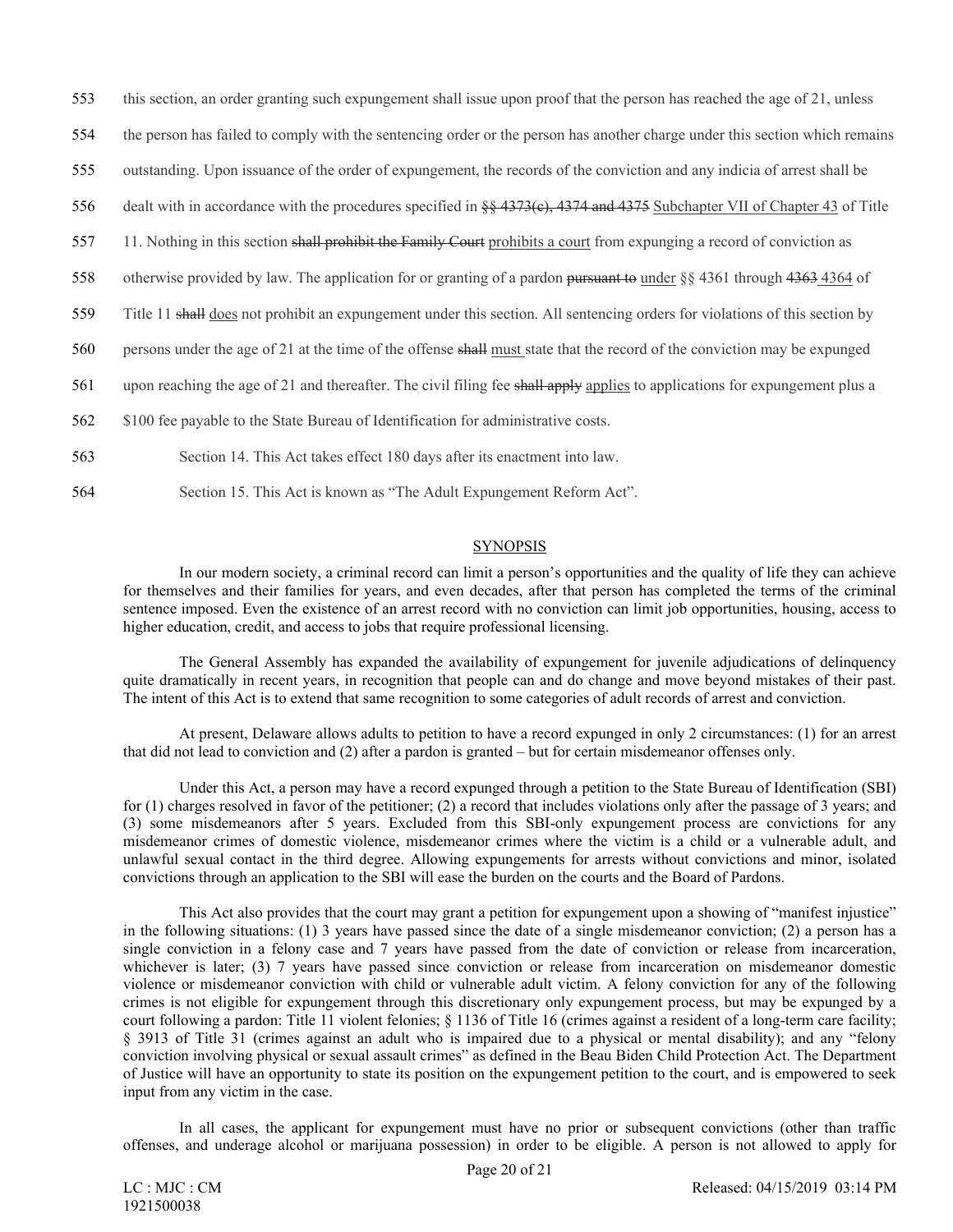553 this section, an order granting such expungement shall issue upon proof that the person has reached the age of 21, unless

554 the person has failed to comply with the sentencing order or the person has another charge under this section which remains

555 outstanding. Upon issuance of the order of expungement, the records of the conviction and any indicia of arrest shall be

556 dealt with in accordance with the procedures specified in ~~§§ 4373(c), 4374 and 4375~~ Subchapter VII of Chapter 43 of Title

557 11. Nothing in this section ~~shall prohibit the Family Court~~ prohibits a court from expunging a record of conviction as

558 otherwise provided by law. The application for or granting of a pardon ~~pursuant to~~ under §§ 4361 through ~~4363~~ 4364 of

559 Title 11 ~~shall~~ does not prohibit an expungement under this section. All sentencing orders for violations of this section by

560 persons under the age of 21 at the time of the offense ~~shall~~ must state that the record of the conviction may be expunged

561 upon reaching the age of 21 and thereafter. The civil filing fee ~~shall apply~~ applies to applications for expungement plus a

562 $100 fee payable to the State Bureau of Identification for administrative costs.

563 Section 14. This Act takes effect 180 days after its enactment into law.

564 Section 15. This Act is known as "The Adult Expungement Reform Act".

## SYNOPSIS

In our modern society, a criminal record can limit a person's opportunities and the quality of life they can achieve for themselves and their families for years, and even decades, after that person has completed the terms of the criminal sentence imposed. Even the existence of an arrest record with no conviction can limit job opportunities, housing, access to higher education, credit, and access to jobs that require professional licensing.

The General Assembly has expanded the availability of expungement for juvenile adjudications of delinquency quite dramatically in recent years, in recognition that people can and do change and move beyond mistakes of their past. The intent of this Act is to extend that same recognition to some categories of adult records of arrest and conviction.

At present, Delaware allows adults to petition to have a record expunged in only 2 circumstances: (1) for an arrest that did not lead to conviction and (2) after a pardon is granted – but for certain misdemeanor offenses only.

Under this Act, a person may have a record expunged through a petition to the State Bureau of Identification (SBI) for (1) charges resolved in favor of the petitioner; (2) a record that includes violations only after the passage of 3 years; and (3) some misdemeanors after 5 years. Excluded from this SBI-only expungement process are convictions for any misdemeanor crimes of domestic violence, misdemeanor crimes where the victim is a child or a vulnerable adult, and unlawful sexual contact in the third degree. Allowing expungements for arrests without convictions and minor, isolated convictions through an application to the SBI will ease the burden on the courts and the Board of Pardons.

This Act also provides that the court may grant a petition for expungement upon a showing of "manifest injustice" in the following situations: (1) 3 years have passed since the date of a single misdemeanor conviction; (2) a person has a single conviction in a felony case and 7 years have passed from the date of conviction or release from incarceration, whichever is later; (3) 7 years have passed since conviction or release from incarceration on misdemeanor domestic violence or misdemeanor conviction with child or vulnerable adult victim. A felony conviction for any of the following crimes is not eligible for expungement through this discretionary only expungement process, but may be expunged by a court following a pardon: Title 11 violent felonies; § 1136 of Title 16 (crimes against a resident of a long-term care facility; § 3913 of Title 31 (crimes against an adult who is impaired due to a physical or mental disability); and any "felony conviction involving physical or sexual assault crimes" as defined in the Beau Biden Child Protection Act. The Department of Justice will have an opportunity to state its position on the expungement petition to the court, and is empowered to seek input from any victim in the case.

In all cases, the applicant for expungement must have no prior or subsequent convictions (other than traffic offenses, and underage alcohol or marijuana possession) in order to be eligible. A person is not allowed to apply for

LC : MJC : CM
1921500038

Released: 04/15/2019 03:14 PM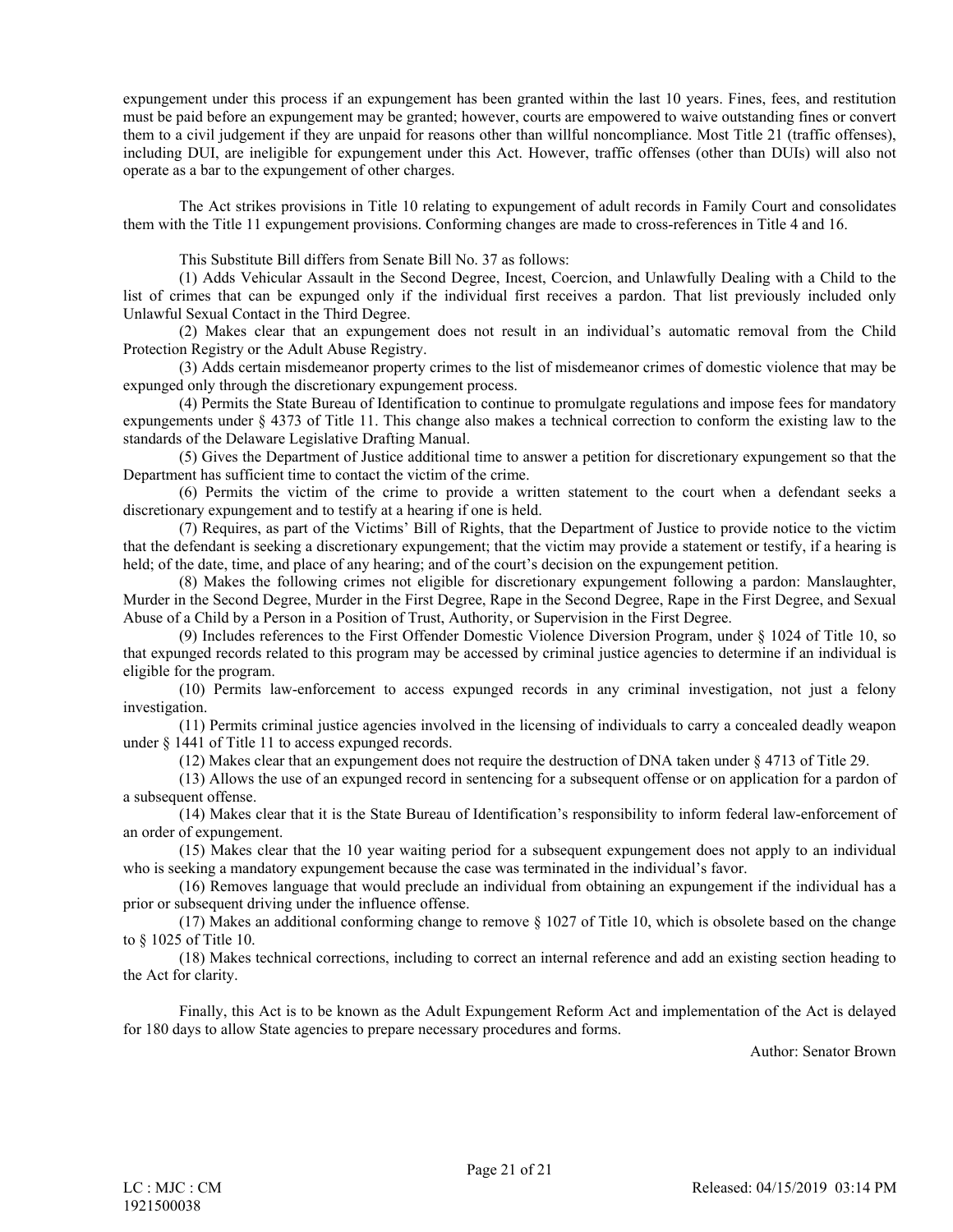expungement under this process if an expungement has been granted within the last 10 years. Fines, fees, and restitution must be paid before an expungement may be granted; however, courts are empowered to waive outstanding fines or convert them to a civil judgement if they are unpaid for reasons other than willful noncompliance. Most Title 21 (traffic offenses), including DUI, are ineligible for expungement under this Act. However, traffic offenses (other than DUIs) will also not operate as a bar to the expungement of other charges.

The Act strikes provisions in Title 10 relating to expungement of adult records in Family Court and consolidates them with the Title 11 expungement provisions. Conforming changes are made to cross-references in Title 4 and 16.

This Substitute Bill differs from Senate Bill No. 37 as follows:

(1) Adds Vehicular Assault in the Second Degree, Incest, Coercion, and Unlawfully Dealing with a Child to the list of crimes that can be expunged only if the individual first receives a pardon. That list previously included only Unlawful Sexual Contact in the Third Degree.

(2) Makes clear that an expungement does not result in an individual's automatic removal from the Child Protection Registry or the Adult Abuse Registry.

(3) Adds certain misdemeanor property crimes to the list of misdemeanor crimes of domestic violence that may be expunged only through the discretionary expungement process.

(4) Permits the State Bureau of Identification to continue to promulgate regulations and impose fees for mandatory expungements under § 4373 of Title 11. This change also makes a technical correction to conform the existing law to the standards of the Delaware Legislative Drafting Manual.

(5) Gives the Department of Justice additional time to answer a petition for discretionary expungement so that the Department has sufficient time to contact the victim of the crime.

(6) Permits the victim of the crime to provide a written statement to the court when a defendant seeks a discretionary expungement and to testify at a hearing if one is held.

(7) Requires, as part of the Victims' Bill of Rights, that the Department of Justice to provide notice to the victim that the defendant is seeking a discretionary expungement; that the victim may provide a statement or testify, if a hearing is held; of the date, time, and place of any hearing; and of the court's decision on the expungement petition.

(8) Makes the following crimes not eligible for discretionary expungement following a pardon: Manslaughter, Murder in the Second Degree, Murder in the First Degree, Rape in the Second Degree, Rape in the First Degree, and Sexual Abuse of a Child by a Person in a Position of Trust, Authority, or Supervision in the First Degree.

(9) Includes references to the First Offender Domestic Violence Diversion Program, under § 1024 of Title 10, so that expunged records related to this program may be accessed by criminal justice agencies to determine if an individual is eligible for the program.

(10) Permits law-enforcement to access expunged records in any criminal investigation, not just a felony investigation.

(11) Permits criminal justice agencies involved in the licensing of individuals to carry a concealed deadly weapon under § 1441 of Title 11 to access expunged records.

(12) Makes clear that an expungement does not require the destruction of DNA taken under § 4713 of Title 29.

(13) Allows the use of an expunged record in sentencing for a subsequent offense or on application for a pardon of a subsequent offense.

(14) Makes clear that it is the State Bureau of Identification's responsibility to inform federal law-enforcement of an order of expungement.

(15) Makes clear that the 10 year waiting period for a subsequent expungement does not apply to an individual who is seeking a mandatory expungement because the case was terminated in the individual's favor.

(16) Removes language that would preclude an individual from obtaining an expungement if the individual has a prior or subsequent driving under the influence offense.

(17) Makes an additional conforming change to remove § 1027 of Title 10, which is obsolete based on the change to § 1025 of Title 10.

(18) Makes technical corrections, including to correct an internal reference and add an existing section heading to the Act for clarity.

Finally, this Act is to be known as the Adult Expungement Reform Act and implementation of the Act is delayed for 180 days to allow State agencies to prepare necessary procedures and forms.

Author: Senator Brown

LC : MJC : CM
1921500038

Released: 04/15/2019 03:14 PM